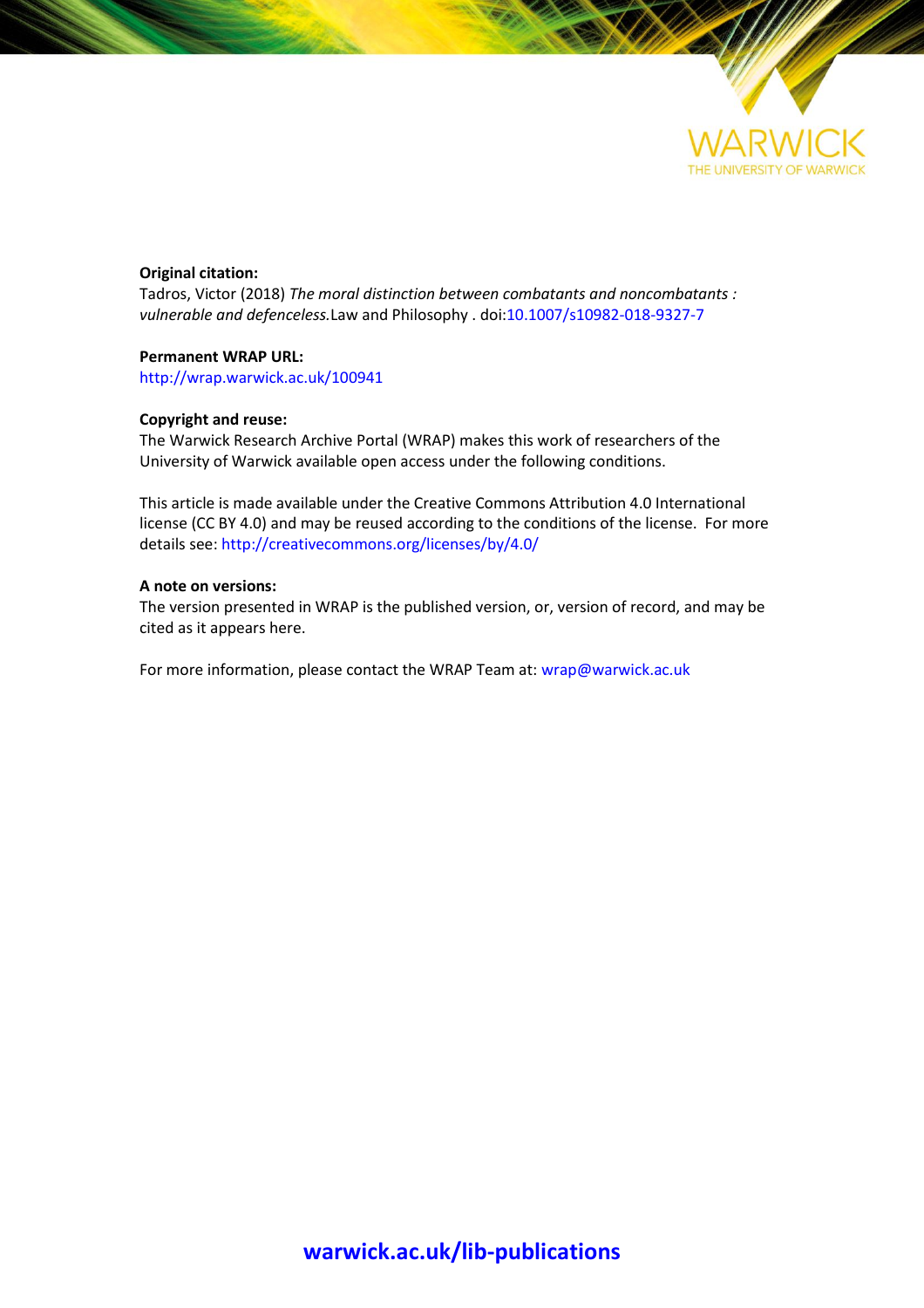**Original citation:**
Tadros, Victor (2018) *The moral distinction between combatants and noncombatants : vulnerable and defenceless.* Law and Philosophy . doi:10.1007/s10982-018-9327-7

**Permanent WRAP URL:**
http://wrap.warwick.ac.uk/100941

**Copyright and reuse:**
The Warwick Research Archive Portal (WRAP) makes this work of researchers of the University of Warwick available open access under the following conditions.

This article is made available under the Creative Commons Attribution 4.0 International license (CC BY 4.0) and may be reused according to the conditions of the license. For more details see: http://creativecommons.org/licenses/by/4.0/

**A note on versions:**
The version presented in WRAP is the published version, or, version of record, and may be cited as it appears here.

For more information, please contact the WRAP Team at: wrap@warwick.ac.uk

**warwick.ac.uk/lib-publications**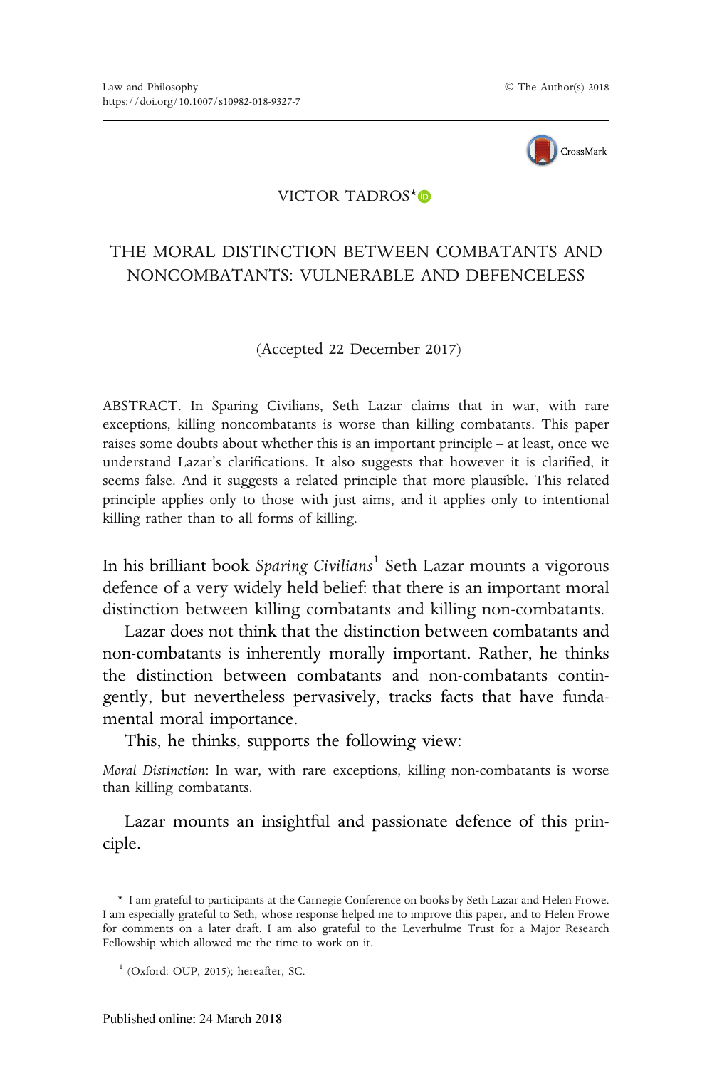VICTOR TADROS*

# THE MORAL DISTINCTION BETWEEN COMBATANTS AND NONCOMBATANTS: VULNERABLE AND DEFENCELESS

(Accepted 22 December 2017)

ABSTRACT. In Sparing Civilians, Seth Lazar claims that in war, with rare exceptions, killing noncombatants is worse than killing combatants. This paper raises some doubts about whether this is an important principle – at least, once we understand Lazar's clarifications. It also suggests that however it is clarified, it seems false. And it suggests a related principle that more plausible. This related principle applies only to those with just aims, and it applies only to intentional killing rather than to all forms of killing.

In his brilliant book *Sparing Civilians*[1] Seth Lazar mounts a vigorous defence of a very widely held belief: that there is an important moral distinction between killing combatants and killing non-combatants.

Lazar does not think that the distinction between combatants and non-combatants is inherently morally important. Rather, he thinks the distinction between combatants and non-combatants contingently, but nevertheless pervasively, tracks facts that have fundamental moral importance.

This, he thinks, supports the following view:

*Moral Distinction*: In war, with rare exceptions, killing non-combatants is worse than killing combatants.

Lazar mounts an insightful and passionate defence of this principle.

---

* I am grateful to participants at the Carnegie Conference on books by Seth Lazar and Helen Frowe. I am especially grateful to Seth, whose response helped me to improve this paper, and to Helen Frowe for comments on a later draft. I am also grateful to the Leverhulme Trust for a Major Research Fellowship which allowed me the time to work on it.

[1] (Oxford: OUP, 2015); hereafter, SC.

Published online: 24 March 2018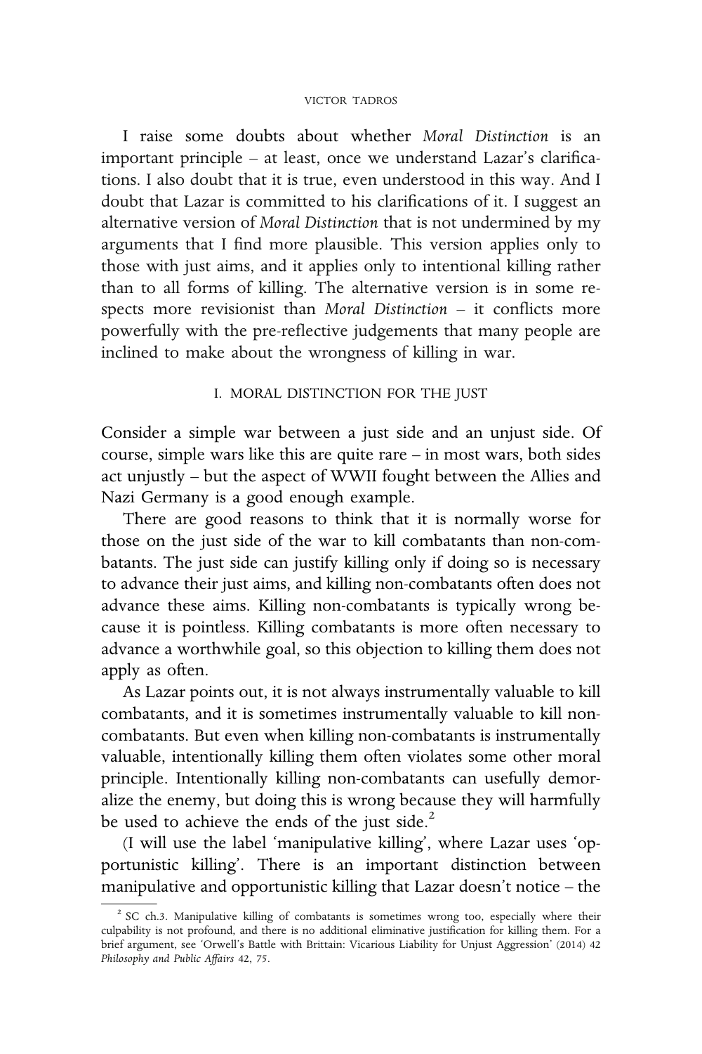I raise some doubts about whether *Moral Distinction* is an important principle – at least, once we understand Lazar's clarifications. I also doubt that it is true, even understood in this way. And I doubt that Lazar is committed to his clarifications of it. I suggest an alternative version of *Moral Distinction* that is not undermined by my arguments that I find more plausible. This version applies only to those with just aims, and it applies only to intentional killing rather than to all forms of killing. The alternative version is in some respects more revisionist than *Moral Distinction* – it conflicts more powerfully with the pre-reflective judgements that many people are inclined to make about the wrongness of killing in war.

## I. MORAL DISTINCTION FOR THE JUST

Consider a simple war between a just side and an unjust side. Of course, simple wars like this are quite rare – in most wars, both sides act unjustly – but the aspect of WWII fought between the Allies and Nazi Germany is a good enough example.

There are good reasons to think that it is normally worse for those on the just side of the war to kill combatants than non-combatants. The just side can justify killing only if doing so is necessary to advance their just aims, and killing non-combatants often does not advance these aims. Killing non-combatants is typically wrong because it is pointless. Killing combatants is more often necessary to advance a worthwhile goal, so this objection to killing them does not apply as often.

As Lazar points out, it is not always instrumentally valuable to kill combatants, and it is sometimes instrumentally valuable to kill non-combatants. But even when killing non-combatants is instrumentally valuable, intentionally killing them often violates some other moral principle. Intentionally killing non-combatants can usefully demoralize the enemy, but doing this is wrong because they will harmfully be used to achieve the ends of the just side.[2]

(I will use the label 'manipulative killing', where Lazar uses 'opportunistic killing'. There is an important distinction between manipulative and opportunistic killing that Lazar doesn't notice – the

[2] SC ch.3. Manipulative killing of combatants is sometimes wrong too, especially where their culpability is not profound, and there is no additional eliminative justification for killing them. For a brief argument, see 'Orwell's Battle with Brittain: Vicarious Liability for Unjust Aggression' (2014) 42 *Philosophy and Public Affairs* 42, 75.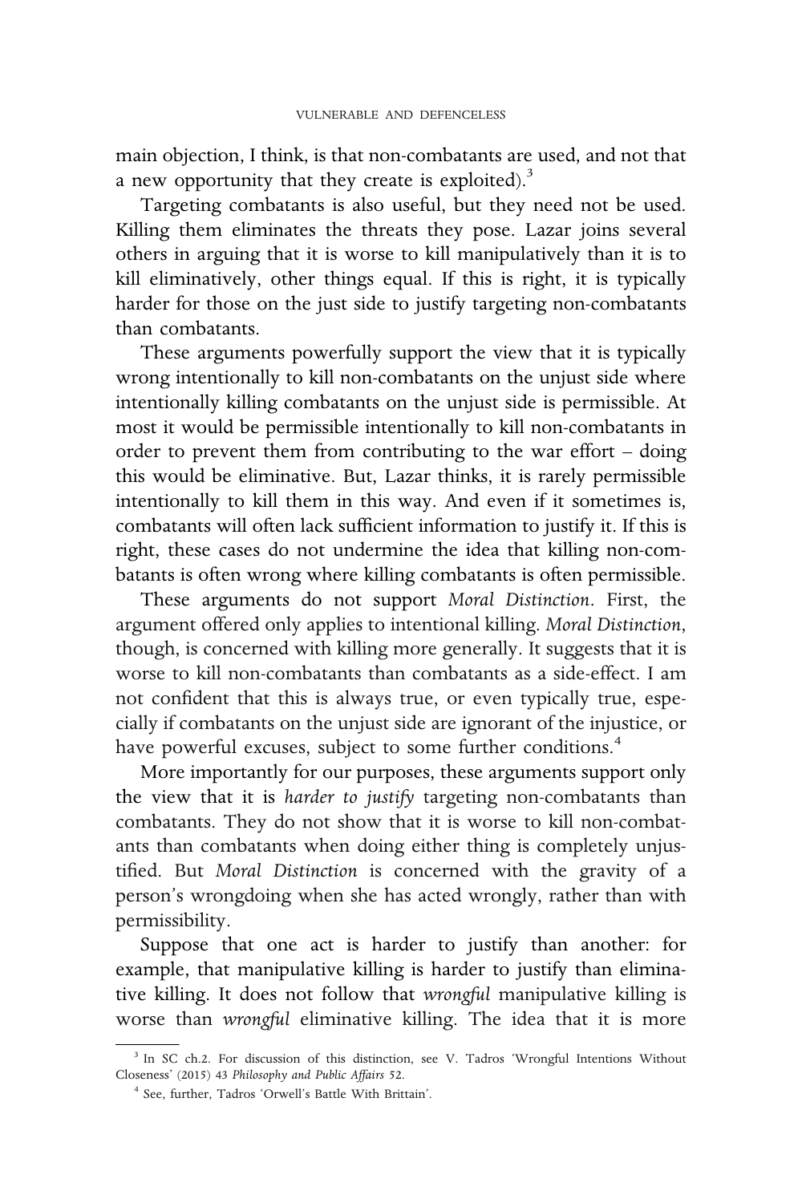main objection, I think, is that non-combatants are used, and not that a new opportunity that they create is exploited).[3]

Targeting combatants is also useful, but they need not be used. Killing them eliminates the threats they pose. Lazar joins several others in arguing that it is worse to kill manipulatively than it is to kill eliminatively, other things equal. If this is right, it is typically harder for those on the just side to justify targeting non-combatants than combatants.

These arguments powerfully support the view that it is typically wrong intentionally to kill non-combatants on the unjust side where intentionally killing combatants on the unjust side is permissible. At most it would be permissible intentionally to kill non-combatants in order to prevent them from contributing to the war effort – doing this would be eliminative. But, Lazar thinks, it is rarely permissible intentionally to kill them in this way. And even if it sometimes is, combatants will often lack sufficient information to justify it. If this is right, these cases do not undermine the idea that killing non-combatants is often wrong where killing combatants is often permissible.

These arguments do not support *Moral Distinction*. First, the argument offered only applies to intentional killing. *Moral Distinction*, though, is concerned with killing more generally. It suggests that it is worse to kill non-combatants than combatants as a side-effect. I am not confident that this is always true, or even typically true, especially if combatants on the unjust side are ignorant of the injustice, or have powerful excuses, subject to some further conditions.[4]

More importantly for our purposes, these arguments support only the view that it is *harder to justify* targeting non-combatants than combatants. They do not show that it is worse to kill non-combatants than combatants when doing either thing is completely unjustified. But *Moral Distinction* is concerned with the gravity of a person's wrongdoing when she has acted wrongly, rather than with permissibility.

Suppose that one act is harder to justify than another: for example, that manipulative killing is harder to justify than eliminative killing. It does not follow that *wrongful* manipulative killing is worse than *wrongful* eliminative killing. The idea that it is more

---

[3] In SC ch.2. For discussion of this distinction, see V. Tadros 'Wrongful Intentions Without Closeness' (2015) 43 *Philosophy and Public Affairs* 52.

[4] See, further, Tadros 'Orwell's Battle With Brittain'.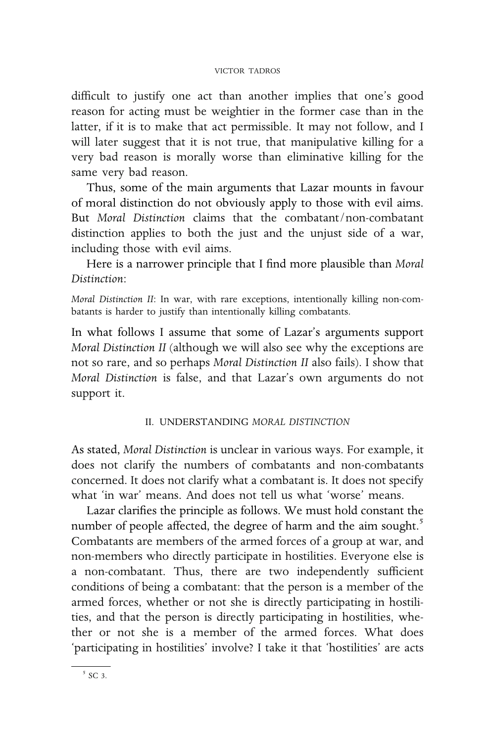difficult to justify one act than another implies that one's good reason for acting must be weightier in the former case than in the latter, if it is to make that act permissible. It may not follow, and I will later suggest that it is not true, that manipulative killing for a very bad reason is morally worse than eliminative killing for the same very bad reason.

Thus, some of the main arguments that Lazar mounts in favour of moral distinction do not obviously apply to those with evil aims. But *Moral Distinction* claims that the combatant/non-combatant distinction applies to both the just and the unjust side of a war, including those with evil aims.

Here is a narrower principle that I find more plausible than *Moral Distinction*:

*Moral Distinction II*: In war, with rare exceptions, intentionally killing non-combatants is harder to justify than intentionally killing combatants.

In what follows I assume that some of Lazar's arguments support *Moral Distinction II* (although we will also see why the exceptions are not so rare, and so perhaps *Moral Distinction II* also fails). I show that *Moral Distinction* is false, and that Lazar's own arguments do not support it.

## II. UNDERSTANDING *MORAL DISTINCTION*

As stated, *Moral Distinction* is unclear in various ways. For example, it does not clarify the numbers of combatants and non-combatants concerned. It does not clarify what a combatant is. It does not specify what 'in war' means. And does not tell us what 'worse' means.

Lazar clarifies the principle as follows. We must hold constant the number of people affected, the degree of harm and the aim sought.[5] Combatants are members of the armed forces of a group at war, and non-members who directly participate in hostilities. Everyone else is a non-combatant. Thus, there are two independently sufficient conditions of being a combatant: that the person is a member of the armed forces, whether or not she is directly participating in hostilities, and that the person is directly participating in hostilities, whether or not she is a member of the armed forces. What does 'participating in hostilities' involve? I take it that 'hostilities' are acts

[5] SC 3.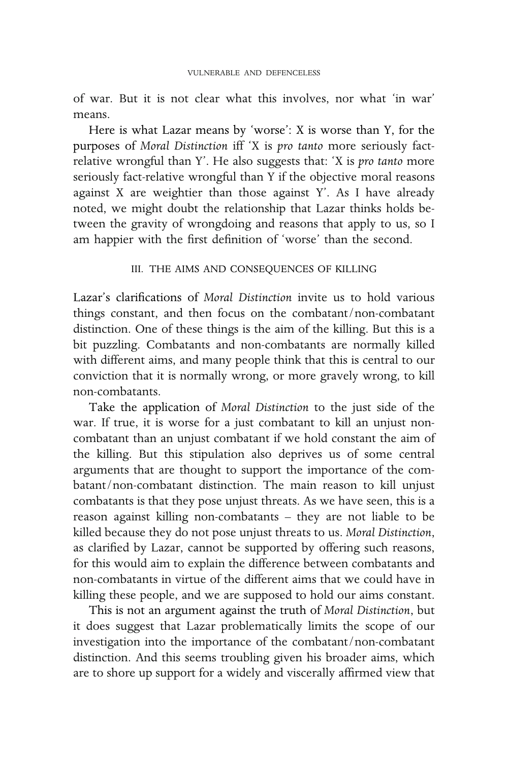of war. But it is not clear what this involves, nor what 'in war' means.

Here is what Lazar means by 'worse': X is worse than Y, for the purposes of *Moral Distinction* iff 'X is *pro tanto* more seriously fact-relative wrongful than Y'. He also suggests that: 'X is *pro tanto* more seriously fact-relative wrongful than Y if the objective moral reasons against X are weightier than those against Y'. As I have already noted, we might doubt the relationship that Lazar thinks holds between the gravity of wrongdoing and reasons that apply to us, so I am happier with the first definition of 'worse' than the second.

## III. THE AIMS AND CONSEQUENCES OF KILLING

Lazar's clarifications of *Moral Distinction* invite us to hold various things constant, and then focus on the combatant/non-combatant distinction. One of these things is the aim of the killing. But this is a bit puzzling. Combatants and non-combatants are normally killed with different aims, and many people think that this is central to our conviction that it is normally wrong, or more gravely wrong, to kill non-combatants.

Take the application of *Moral Distinction* to the just side of the war. If true, it is worse for a just combatant to kill an unjust non-combatant than an unjust combatant if we hold constant the aim of the killing. But this stipulation also deprives us of some central arguments that are thought to support the importance of the combatant/non-combatant distinction. The main reason to kill unjust combatants is that they pose unjust threats. As we have seen, this is a reason against killing non-combatants – they are not liable to be killed because they do not pose unjust threats to us. *Moral Distinction*, as clarified by Lazar, cannot be supported by offering such reasons, for this would aim to explain the difference between combatants and non-combatants in virtue of the different aims that we could have in killing these people, and we are supposed to hold our aims constant.

This is not an argument against the truth of *Moral Distinction*, but it does suggest that Lazar problematically limits the scope of our investigation into the importance of the combatant/non-combatant distinction. And this seems troubling given his broader aims, which are to shore up support for a widely and viscerally affirmed view that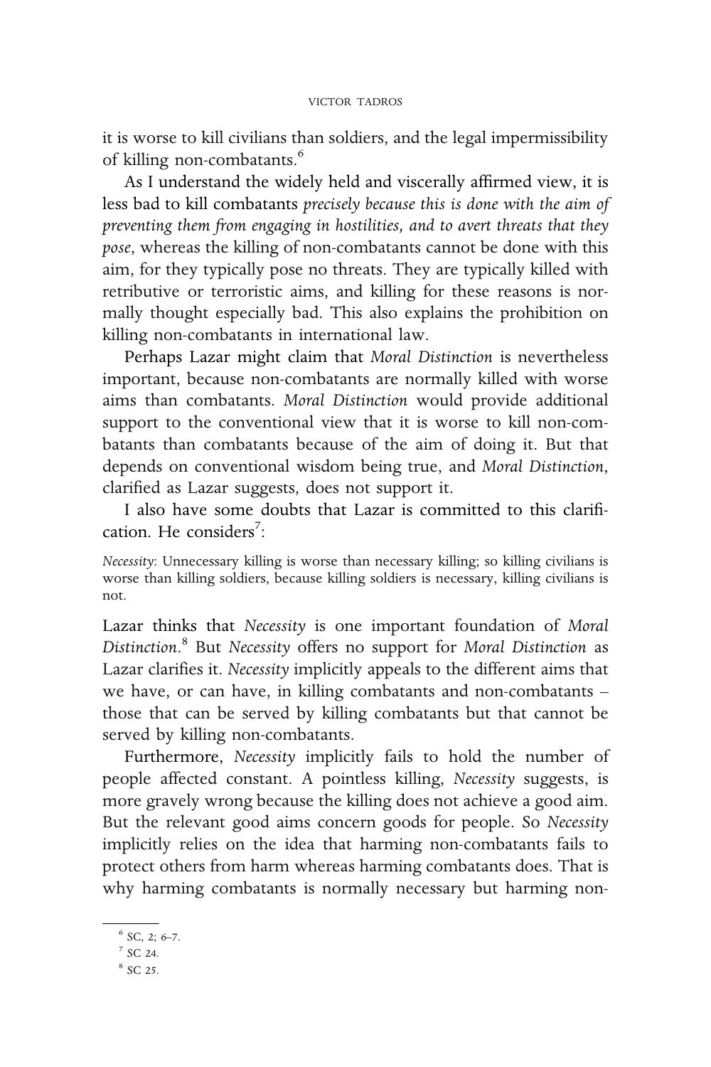it is worse to kill civilians than soldiers, and the legal impermissibility of killing non-combatants.[6]

As I understand the widely held and viscerally affirmed view, it is less bad to kill combatants *precisely because this is done with the aim of preventing them from engaging in hostilities, and to avert threats that they pose*, whereas the killing of non-combatants cannot be done with this aim, for they typically pose no threats. They are typically killed with retributive or terroristic aims, and killing for these reasons is normally thought especially bad. This also explains the prohibition on killing non-combatants in international law.

Perhaps Lazar might claim that *Moral Distinction* is nevertheless important, because non-combatants are normally killed with worse aims than combatants. *Moral Distinction* would provide additional support to the conventional view that it is worse to kill non-combatants than combatants because of the aim of doing it. But that depends on conventional wisdom being true, and *Moral Distinction*, clarified as Lazar suggests, does not support it.

I also have some doubts that Lazar is committed to this clarification. He considers[7]:

*Necessity*: Unnecessary killing is worse than necessary killing; so killing civilians is worse than killing soldiers, because killing soldiers is necessary, killing civilians is not.

Lazar thinks that *Necessity* is one important foundation of *Moral Distinction*.[8] But *Necessity* offers no support for *Moral Distinction* as Lazar clarifies it. *Necessity* implicitly appeals to the different aims that we have, or can have, in killing combatants and non-combatants – those that can be served by killing combatants but that cannot be served by killing non-combatants.

Furthermore, *Necessity* implicitly fails to hold the number of people affected constant. A pointless killing, *Necessity* suggests, is more gravely wrong because the killing does not achieve a good aim. But the relevant good aims concern goods for people. So *Necessity* implicitly relies on the idea that harming non-combatants fails to protect others from harm whereas harming combatants does. That is why harming combatants is normally necessary but harming non-

[6] SC, 2; 6–7.

[7] SC 24.

[8] SC 25.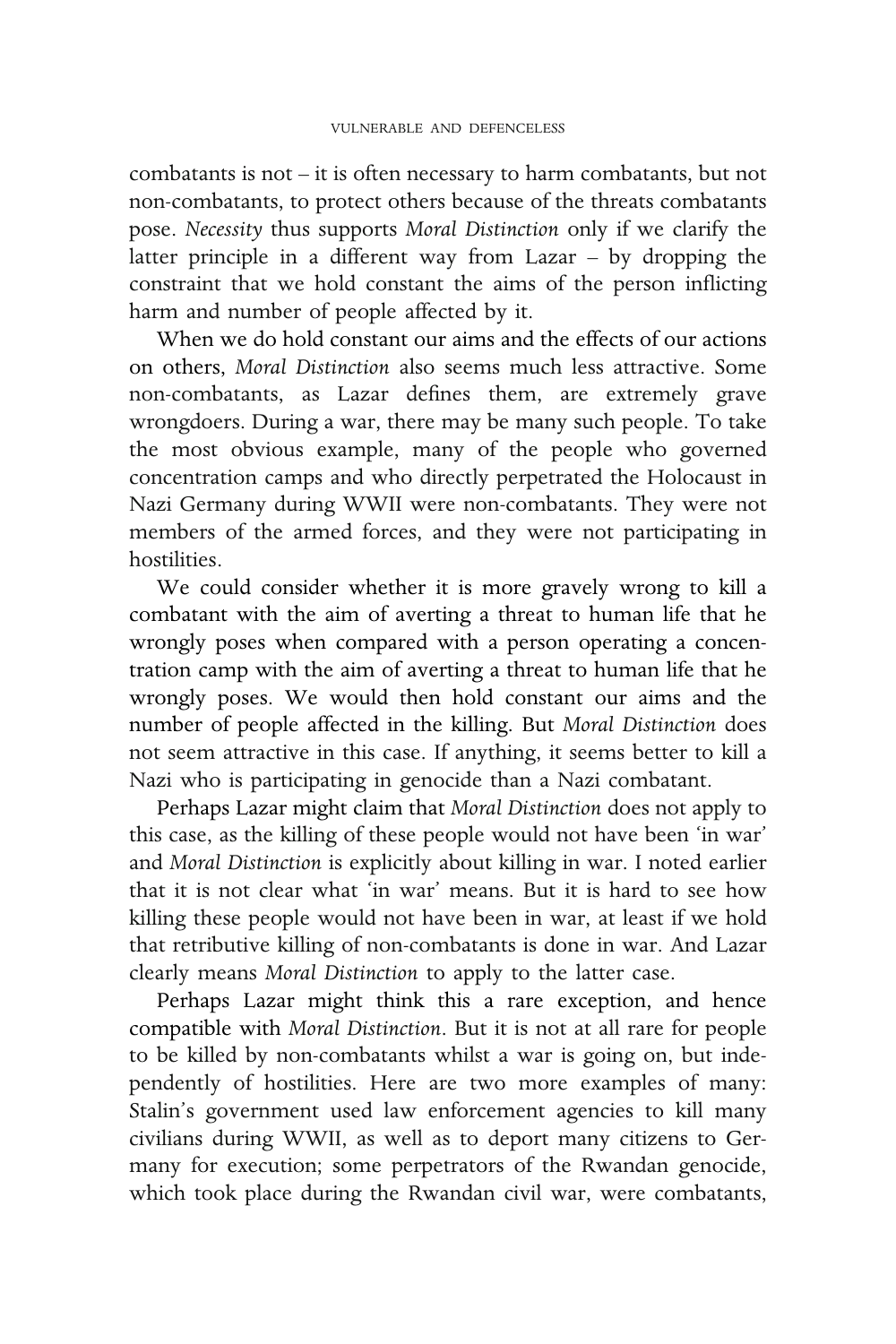combatants is not – it is often necessary to harm combatants, but not non-combatants, to protect others because of the threats combatants pose. *Necessity* thus supports *Moral Distinction* only if we clarify the latter principle in a different way from Lazar – by dropping the constraint that we hold constant the aims of the person inflicting harm and number of people affected by it.

When we do hold constant our aims and the effects of our actions on others, *Moral Distinction* also seems much less attractive. Some non-combatants, as Lazar defines them, are extremely grave wrongdoers. During a war, there may be many such people. To take the most obvious example, many of the people who governed concentration camps and who directly perpetrated the Holocaust in Nazi Germany during WWII were non-combatants. They were not members of the armed forces, and they were not participating in hostilities.

We could consider whether it is more gravely wrong to kill a combatant with the aim of averting a threat to human life that he wrongly poses when compared with a person operating a concentration camp with the aim of averting a threat to human life that he wrongly poses. We would then hold constant our aims and the number of people affected in the killing. But *Moral Distinction* does not seem attractive in this case. If anything, it seems better to kill a Nazi who is participating in genocide than a Nazi combatant.

Perhaps Lazar might claim that *Moral Distinction* does not apply to this case, as the killing of these people would not have been 'in war' and *Moral Distinction* is explicitly about killing in war. I noted earlier that it is not clear what 'in war' means. But it is hard to see how killing these people would not have been in war, at least if we hold that retributive killing of non-combatants is done in war. And Lazar clearly means *Moral Distinction* to apply to the latter case.

Perhaps Lazar might think this a rare exception, and hence compatible with *Moral Distinction*. But it is not at all rare for people to be killed by non-combatants whilst a war is going on, but independently of hostilities. Here are two more examples of many: Stalin's government used law enforcement agencies to kill many civilians during WWII, as well as to deport many citizens to Germany for execution; some perpetrators of the Rwandan genocide, which took place during the Rwandan civil war, were combatants,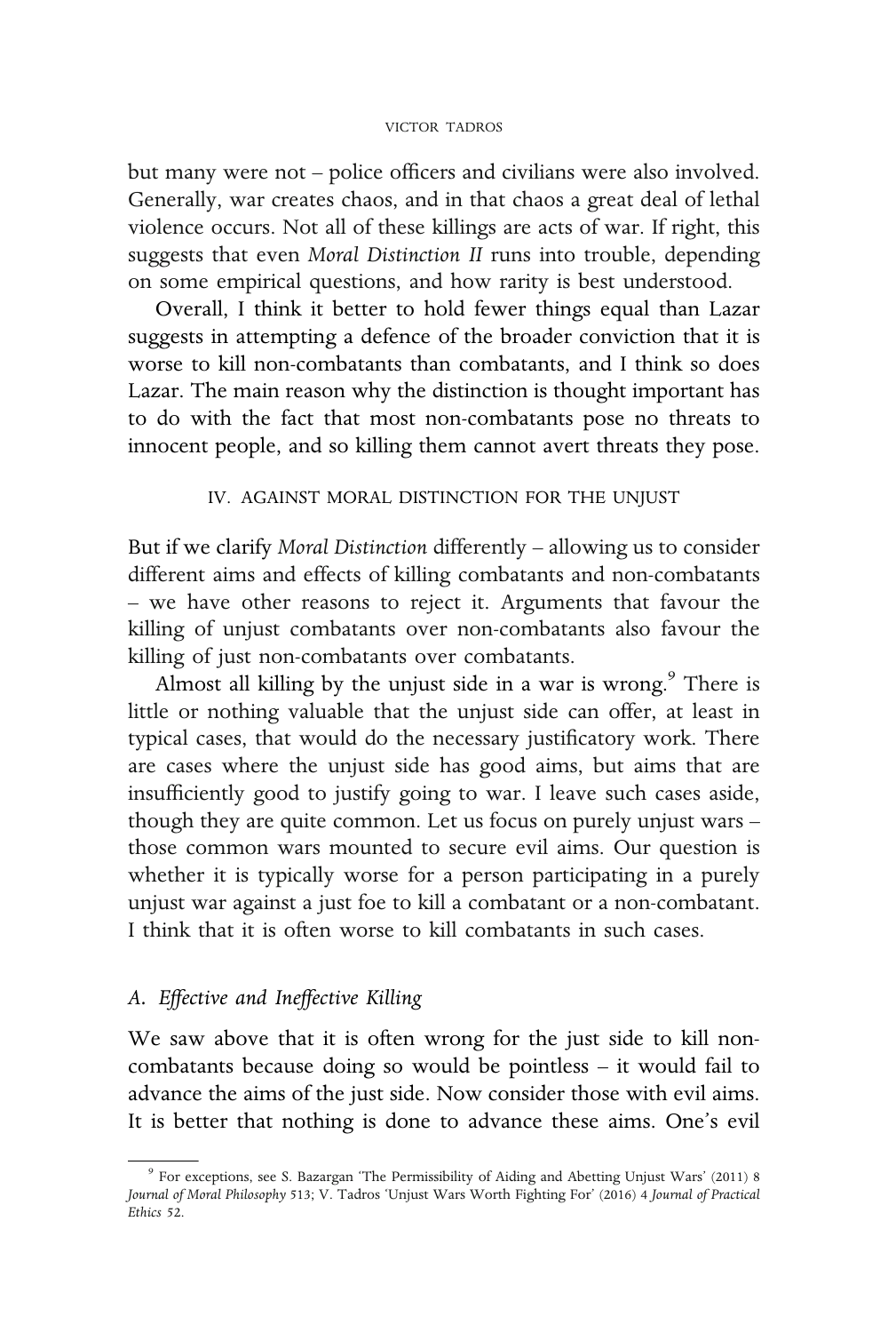but many were not – police officers and civilians were also involved. Generally, war creates chaos, and in that chaos a great deal of lethal violence occurs. Not all of these killings are acts of war. If right, this suggests that even *Moral Distinction II* runs into trouble, depending on some empirical questions, and how rarity is best understood.

Overall, I think it better to hold fewer things equal than Lazar suggests in attempting a defence of the broader conviction that it is worse to kill non-combatants than combatants, and I think so does Lazar. The main reason why the distinction is thought important has to do with the fact that most non-combatants pose no threats to innocent people, and so killing them cannot avert threats they pose.

## IV. AGAINST MORAL DISTINCTION FOR THE UNJUST

But if we clarify *Moral Distinction* differently – allowing us to consider different aims and effects of killing combatants and non-combatants – we have other reasons to reject it. Arguments that favour the killing of unjust combatants over non-combatants also favour the killing of just non-combatants over combatants.

Almost all killing by the unjust side in a war is wrong.[9] There is little or nothing valuable that the unjust side can offer, at least in typical cases, that would do the necessary justificatory work. There are cases where the unjust side has good aims, but aims that are insufficiently good to justify going to war. I leave such cases aside, though they are quite common. Let us focus on purely unjust wars – those common wars mounted to secure evil aims. Our question is whether it is typically worse for a person participating in a purely unjust war against a just foe to kill a combatant or a non-combatant. I think that it is often worse to kill combatants in such cases.

### A. *Effective and Ineffective Killing*

We saw above that it is often wrong for the just side to kill non-combatants because doing so would be pointless – it would fail to advance the aims of the just side. Now consider those with evil aims. It is better that nothing is done to advance these aims. One's evil

[9] For exceptions, see S. Bazargan 'The Permissibility of Aiding and Abetting Unjust Wars' (2011) 8 *Journal of Moral Philosophy* 513; V. Tadros 'Unjust Wars Worth Fighting For' (2016) 4 *Journal of Practical Ethics* 52.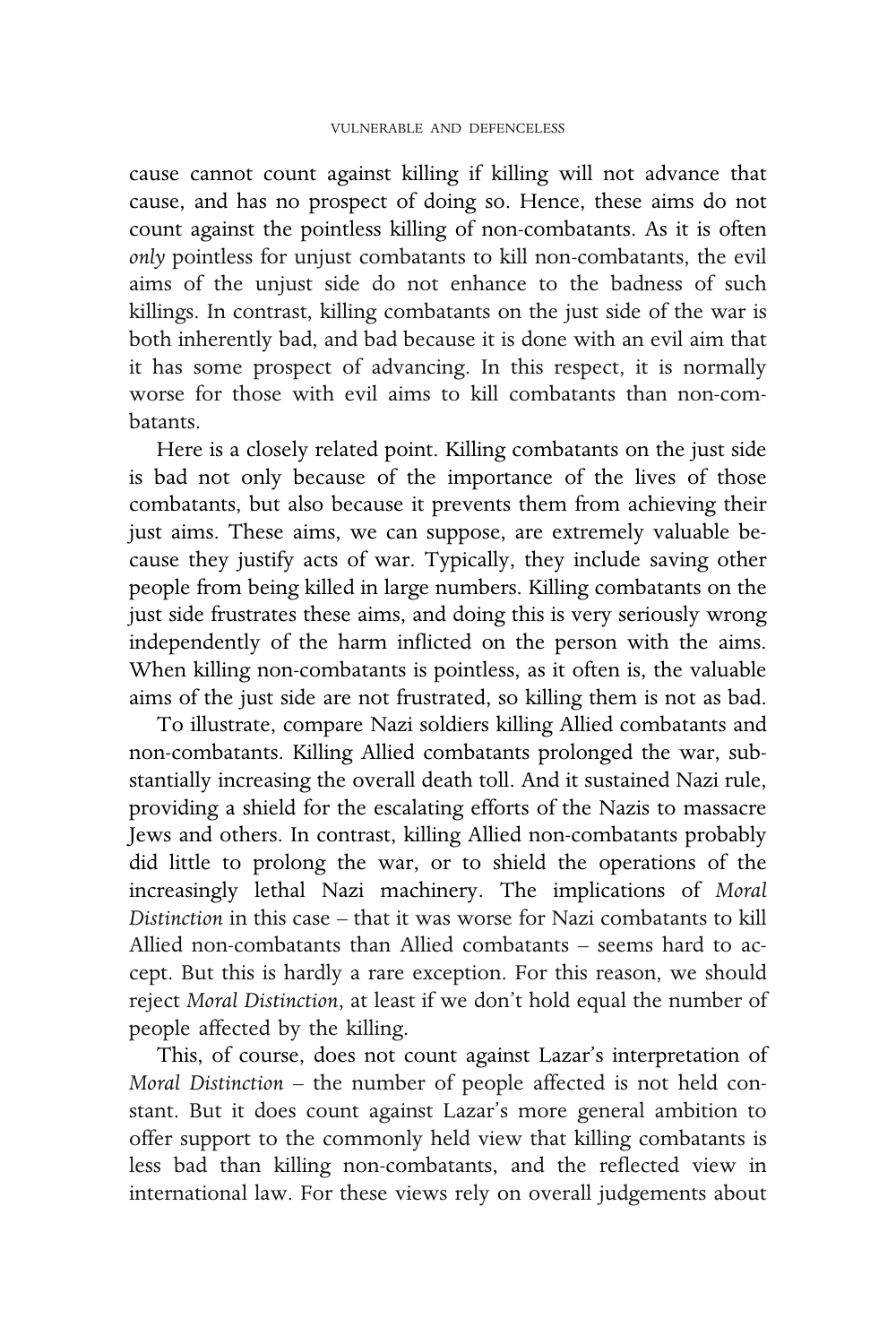cause cannot count against killing if killing will not advance that cause, and has no prospect of doing so. Hence, these aims do not count against the pointless killing of non-combatants. As it is often *only* pointless for unjust combatants to kill non-combatants, the evil aims of the unjust side do not enhance to the badness of such killings. In contrast, killing combatants on the just side of the war is both inherently bad, and bad because it is done with an evil aim that it has some prospect of advancing. In this respect, it is normally worse for those with evil aims to kill combatants than non-combatants.

Here is a closely related point. Killing combatants on the just side is bad not only because of the importance of the lives of those combatants, but also because it prevents them from achieving their just aims. These aims, we can suppose, are extremely valuable because they justify acts of war. Typically, they include saving other people from being killed in large numbers. Killing combatants on the just side frustrates these aims, and doing this is very seriously wrong independently of the harm inflicted on the person with the aims. When killing non-combatants is pointless, as it often is, the valuable aims of the just side are not frustrated, so killing them is not as bad.

To illustrate, compare Nazi soldiers killing Allied combatants and non-combatants. Killing Allied combatants prolonged the war, substantially increasing the overall death toll. And it sustained Nazi rule, providing a shield for the escalating efforts of the Nazis to massacre Jews and others. In contrast, killing Allied non-combatants probably did little to prolong the war, or to shield the operations of the increasingly lethal Nazi machinery. The implications of *Moral Distinction* in this case – that it was worse for Nazi combatants to kill Allied non-combatants than Allied combatants – seems hard to accept. But this is hardly a rare exception. For this reason, we should reject *Moral Distinction*, at least if we don't hold equal the number of people affected by the killing.

This, of course, does not count against Lazar's interpretation of *Moral Distinction* – the number of people affected is not held constant. But it does count against Lazar's more general ambition to offer support to the commonly held view that killing combatants is less bad than killing non-combatants, and the reflected view in international law. For these views rely on overall judgements about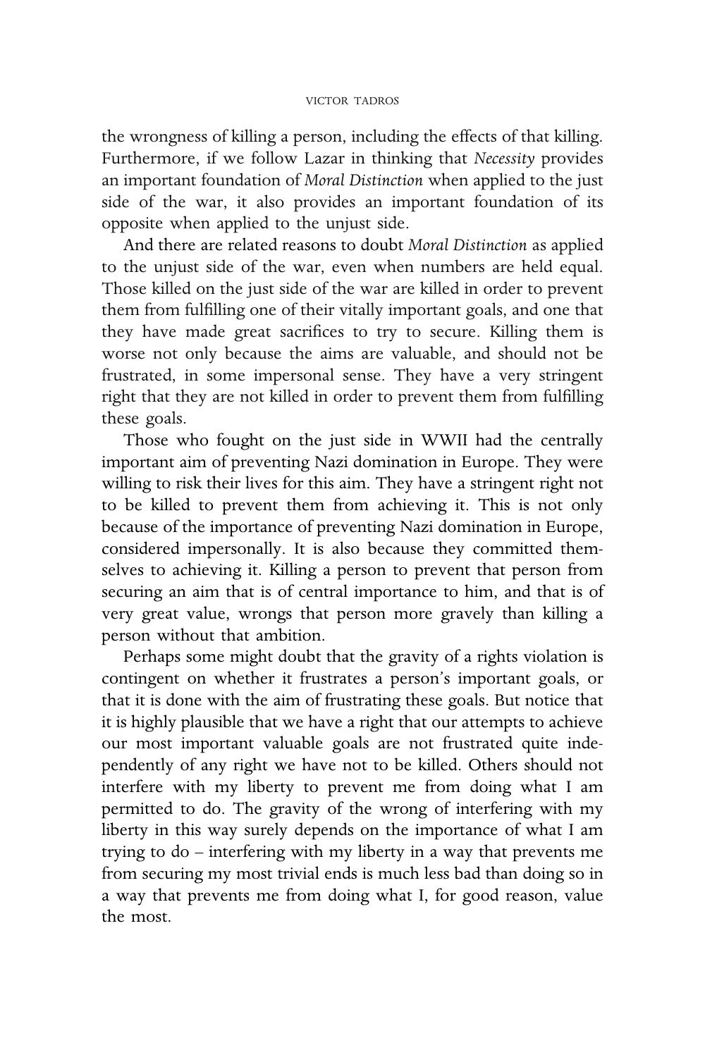the wrongness of killing a person, including the effects of that killing. Furthermore, if we follow Lazar in thinking that *Necessity* provides an important foundation of *Moral Distinction* when applied to the just side of the war, it also provides an important foundation of its opposite when applied to the unjust side.

And there are related reasons to doubt *Moral Distinction* as applied to the unjust side of the war, even when numbers are held equal. Those killed on the just side of the war are killed in order to prevent them from fulfilling one of their vitally important goals, and one that they have made great sacrifices to try to secure. Killing them is worse not only because the aims are valuable, and should not be frustrated, in some impersonal sense. They have a very stringent right that they are not killed in order to prevent them from fulfilling these goals.

Those who fought on the just side in WWII had the centrally important aim of preventing Nazi domination in Europe. They were willing to risk their lives for this aim. They have a stringent right not to be killed to prevent them from achieving it. This is not only because of the importance of preventing Nazi domination in Europe, considered impersonally. It is also because they committed themselves to achieving it. Killing a person to prevent that person from securing an aim that is of central importance to him, and that is of very great value, wrongs that person more gravely than killing a person without that ambition.

Perhaps some might doubt that the gravity of a rights violation is contingent on whether it frustrates a person's important goals, or that it is done with the aim of frustrating these goals. But notice that it is highly plausible that we have a right that our attempts to achieve our most important valuable goals are not frustrated quite independently of any right we have not to be killed. Others should not interfere with my liberty to prevent me from doing what I am permitted to do. The gravity of the wrong of interfering with my liberty in this way surely depends on the importance of what I am trying to do – interfering with my liberty in a way that prevents me from securing my most trivial ends is much less bad than doing so in a way that prevents me from doing what I, for good reason, value the most.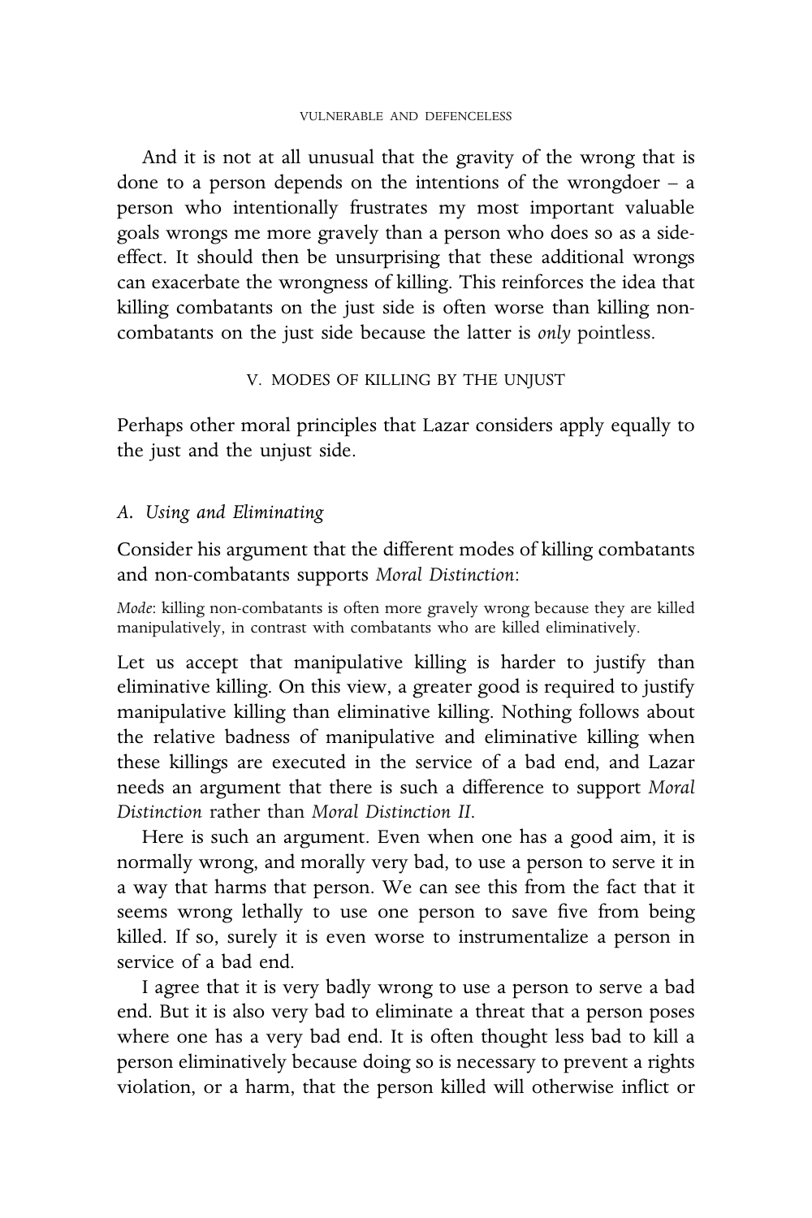And it is not at all unusual that the gravity of the wrong that is done to a person depends on the intentions of the wrongdoer – a person who intentionally frustrates my most important valuable goals wrongs me more gravely than a person who does so as a side-effect. It should then be unsurprising that these additional wrongs can exacerbate the wrongness of killing. This reinforces the idea that killing combatants on the just side is often worse than killing non-combatants on the just side because the latter is *only* pointless.

## V. MODES OF KILLING BY THE UNJUST

Perhaps other moral principles that Lazar considers apply equally to the just and the unjust side.

### A. Using and Eliminating

Consider his argument that the different modes of killing combatants and non-combatants supports *Moral Distinction*:

*Mode*: killing non-combatants is often more gravely wrong because they are killed manipulatively, in contrast with combatants who are killed eliminatively.

Let us accept that manipulative killing is harder to justify than eliminative killing. On this view, a greater good is required to justify manipulative killing than eliminative killing. Nothing follows about the relative badness of manipulative and eliminative killing when these killings are executed in the service of a bad end, and Lazar needs an argument that there is such a difference to support *Moral Distinction* rather than *Moral Distinction II*.

Here is such an argument. Even when one has a good aim, it is normally wrong, and morally very bad, to use a person to serve it in a way that harms that person. We can see this from the fact that it seems wrong lethally to use one person to save five from being killed. If so, surely it is even worse to instrumentalize a person in service of a bad end.

I agree that it is very badly wrong to use a person to serve a bad end. But it is also very bad to eliminate a threat that a person poses where one has a very bad end. It is often thought less bad to kill a person eliminatively because doing so is necessary to prevent a rights violation, or a harm, that the person killed will otherwise inflict or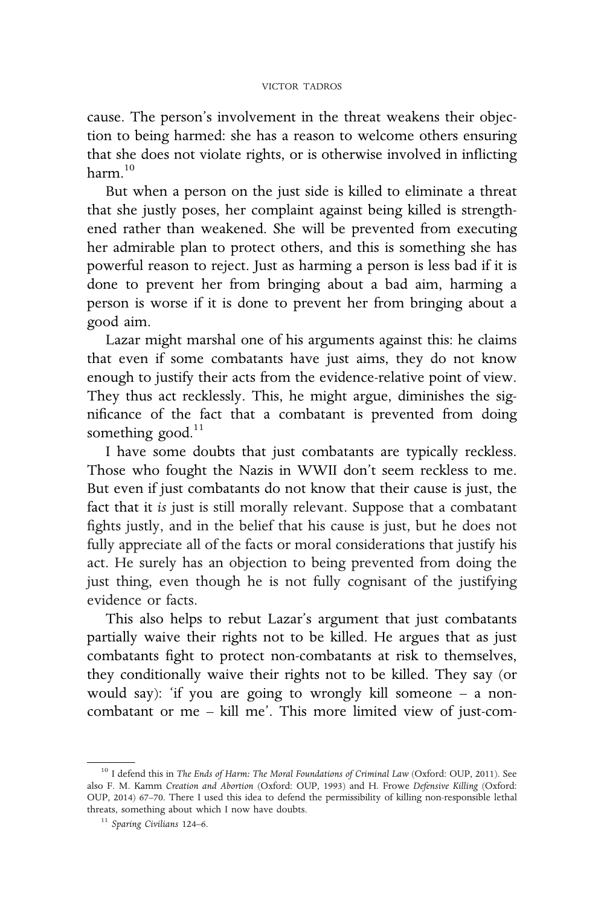cause. The person's involvement in the threat weakens their objection to being harmed: she has a reason to welcome others ensuring that she does not violate rights, or is otherwise involved in inflicting harm.[10]

But when a person on the just side is killed to eliminate a threat that she justly poses, her complaint against being killed is strengthened rather than weakened. She will be prevented from executing her admirable plan to protect others, and this is something she has powerful reason to reject. Just as harming a person is less bad if it is done to prevent her from bringing about a bad aim, harming a person is worse if it is done to prevent her from bringing about a good aim.

Lazar might marshal one of his arguments against this: he claims that even if some combatants have just aims, they do not know enough to justify their acts from the evidence-relative point of view. They thus act recklessly. This, he might argue, diminishes the significance of the fact that a combatant is prevented from doing something good.[11]

I have some doubts that just combatants are typically reckless. Those who fought the Nazis in WWII don't seem reckless to me. But even if just combatants do not know that their cause is just, the fact that it *is* just is still morally relevant. Suppose that a combatant fights justly, and in the belief that his cause is just, but he does not fully appreciate all of the facts or moral considerations that justify his act. He surely has an objection to being prevented from doing the just thing, even though he is not fully cognisant of the justifying evidence or facts.

This also helps to rebut Lazar's argument that just combatants partially waive their rights not to be killed. He argues that as just combatants fight to protect non-combatants at risk to themselves, they conditionally waive their rights not to be killed. They say (or would say): 'if you are going to wrongly kill someone – a non-combatant or me – kill me'. This more limited view of just-com-

---

[10] I defend this in *The Ends of Harm: The Moral Foundations of Criminal Law* (Oxford: OUP, 2011). See also F. M. Kamm *Creation and Abortion* (Oxford: OUP, 1993) and H. Frowe *Defensive Killing* (Oxford: OUP, 2014) 67–70. There I used this idea to defend the permissibility of killing non-responsible lethal threats, something about which I now have doubts.

[11] *Sparing Civilians* 124–6.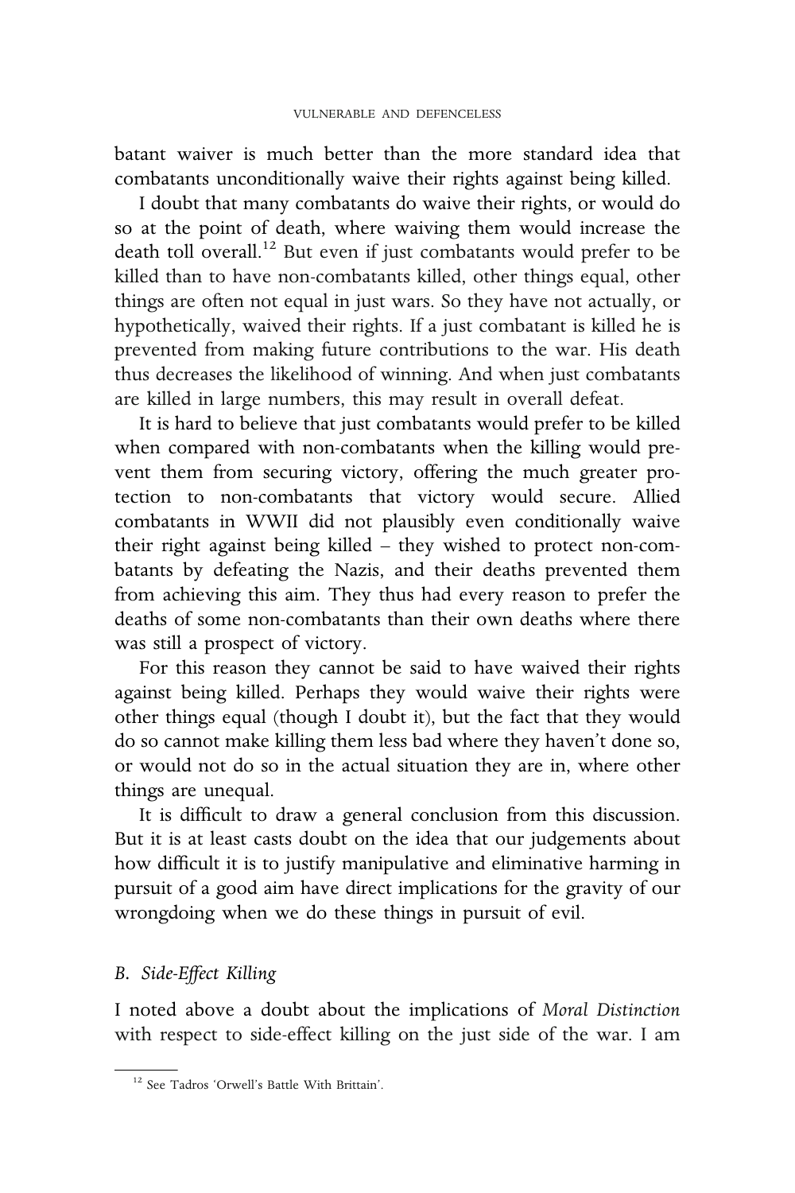batant waiver is much better than the more standard idea that combatants unconditionally waive their rights against being killed.

I doubt that many combatants do waive their rights, or would do so at the point of death, where waiving them would increase the death toll overall.[12] But even if just combatants would prefer to be killed than to have non-combatants killed, other things equal, other things are often not equal in just wars. So they have not actually, or hypothetically, waived their rights. If a just combatant is killed he is prevented from making future contributions to the war. His death thus decreases the likelihood of winning. And when just combatants are killed in large numbers, this may result in overall defeat.

It is hard to believe that just combatants would prefer to be killed when compared with non-combatants when the killing would prevent them from securing victory, offering the much greater protection to non-combatants that victory would secure. Allied combatants in WWII did not plausibly even conditionally waive their right against being killed – they wished to protect non-combatants by defeating the Nazis, and their deaths prevented them from achieving this aim. They thus had every reason to prefer the deaths of some non-combatants than their own deaths where there was still a prospect of victory.

For this reason they cannot be said to have waived their rights against being killed. Perhaps they would waive their rights were other things equal (though I doubt it), but the fact that they would do so cannot make killing them less bad where they haven't done so, or would not do so in the actual situation they are in, where other things are unequal.

It is difficult to draw a general conclusion from this discussion. But it is at least casts doubt on the idea that our judgements about how difficult it is to justify manipulative and eliminative harming in pursuit of a good aim have direct implications for the gravity of our wrongdoing when we do these things in pursuit of evil.

### B. *Side-Effect Killing*

I noted above a doubt about the implications of *Moral Distinction* with respect to side-effect killing on the just side of the war. I am

[12] See Tadros 'Orwell's Battle With Brittain'.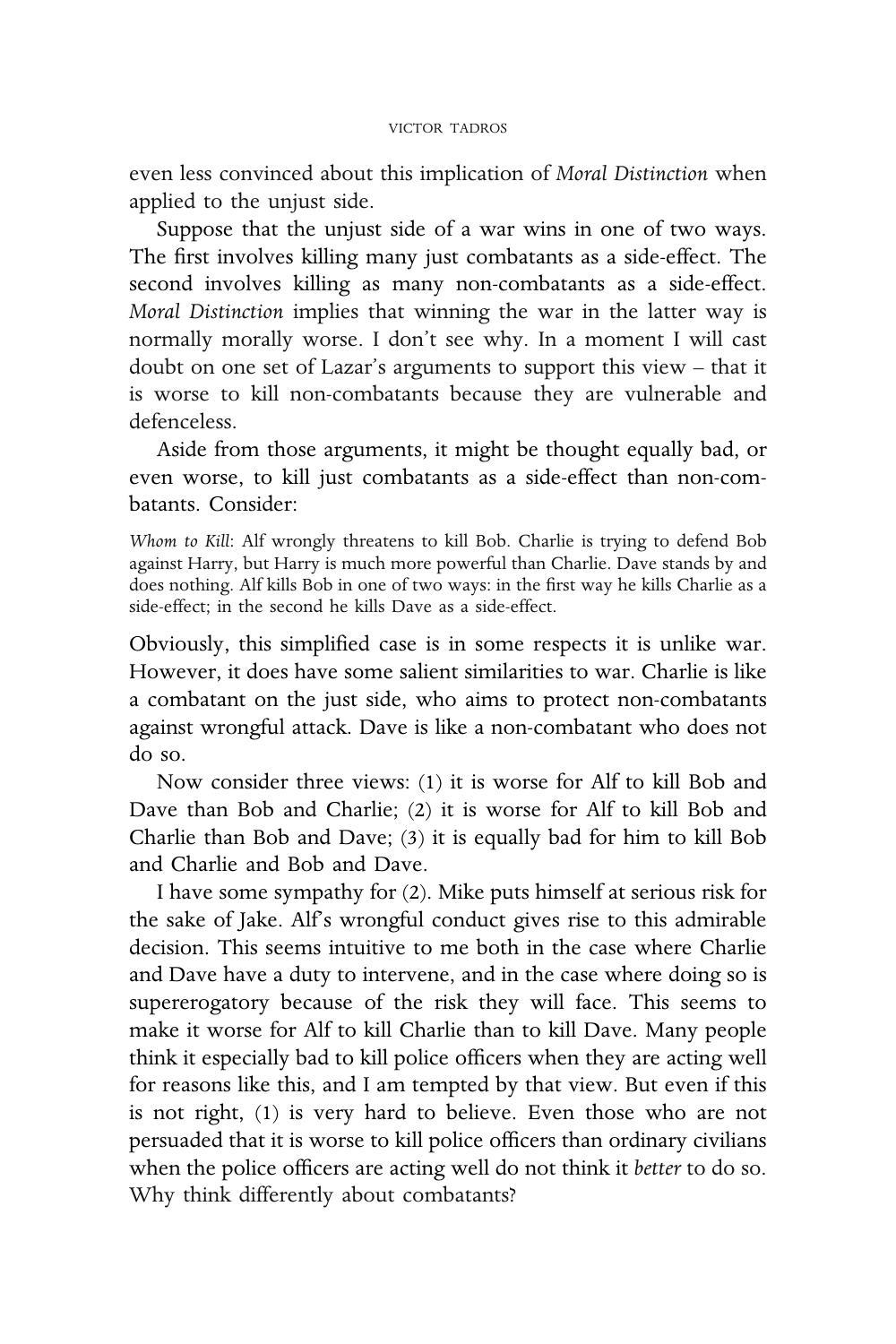even less convinced about this implication of *Moral Distinction* when applied to the unjust side.

Suppose that the unjust side of a war wins in one of two ways. The first involves killing many just combatants as a side-effect. The second involves killing as many non-combatants as a side-effect. *Moral Distinction* implies that winning the war in the latter way is normally morally worse. I don't see why. In a moment I will cast doubt on one set of Lazar's arguments to support this view – that it is worse to kill non-combatants because they are vulnerable and defenceless.

Aside from those arguments, it might be thought equally bad, or even worse, to kill just combatants as a side-effect than non-combatants. Consider:

*Whom to Kill*: Alf wrongly threatens to kill Bob. Charlie is trying to defend Bob against Harry, but Harry is much more powerful than Charlie. Dave stands by and does nothing. Alf kills Bob in one of two ways: in the first way he kills Charlie as a side-effect; in the second he kills Dave as a side-effect.

Obviously, this simplified case is in some respects it is unlike war. However, it does have some salient similarities to war. Charlie is like a combatant on the just side, who aims to protect non-combatants against wrongful attack. Dave is like a non-combatant who does not do so.

Now consider three views: (1) it is worse for Alf to kill Bob and Dave than Bob and Charlie; (2) it is worse for Alf to kill Bob and Charlie than Bob and Dave; (3) it is equally bad for him to kill Bob and Charlie and Bob and Dave.

I have some sympathy for (2). Mike puts himself at serious risk for the sake of Jake. Alf's wrongful conduct gives rise to this admirable decision. This seems intuitive to me both in the case where Charlie and Dave have a duty to intervene, and in the case where doing so is supererogatory because of the risk they will face. This seems to make it worse for Alf to kill Charlie than to kill Dave. Many people think it especially bad to kill police officers when they are acting well for reasons like this, and I am tempted by that view. But even if this is not right, (1) is very hard to believe. Even those who are not persuaded that it is worse to kill police officers than ordinary civilians when the police officers are acting well do not think it *better* to do so. Why think differently about combatants?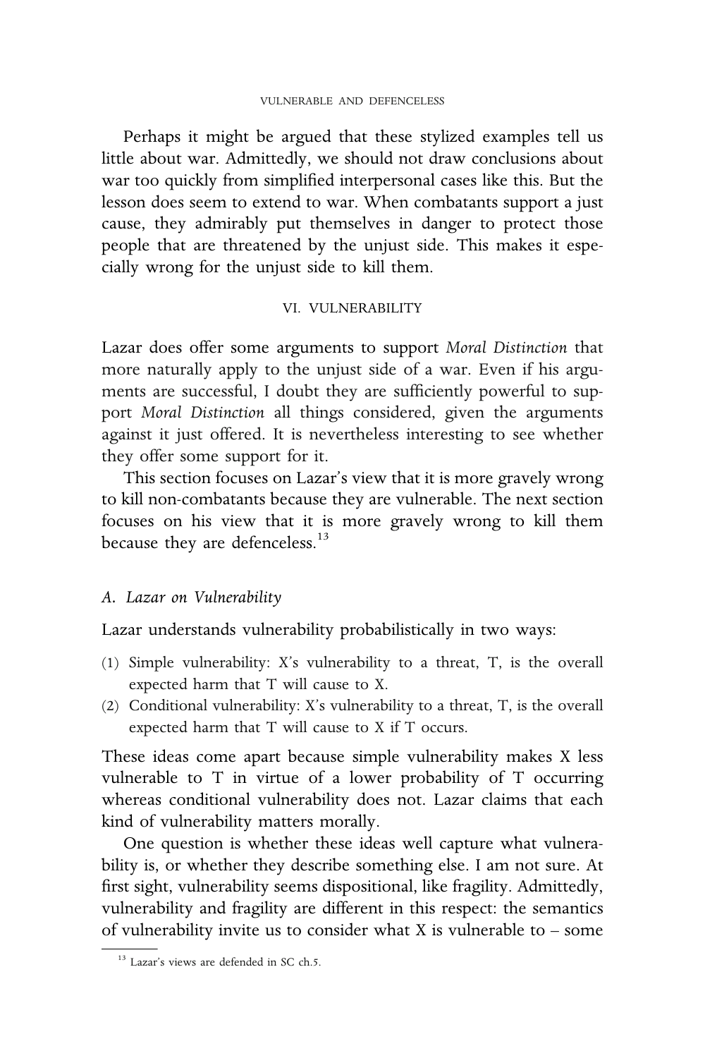Perhaps it might be argued that these stylized examples tell us little about war. Admittedly, we should not draw conclusions about war too quickly from simplified interpersonal cases like this. But the lesson does seem to extend to war. When combatants support a just cause, they admirably put themselves in danger to protect those people that are threatened by the unjust side. This makes it especially wrong for the unjust side to kill them.

## VI. VULNERABILITY

Lazar does offer some arguments to support *Moral Distinction* that more naturally apply to the unjust side of a war. Even if his arguments are successful, I doubt they are sufficiently powerful to support *Moral Distinction* all things considered, given the arguments against it just offered. It is nevertheless interesting to see whether they offer some support for it.

This section focuses on Lazar's view that it is more gravely wrong to kill non-combatants because they are vulnerable. The next section focuses on his view that it is more gravely wrong to kill them because they are defenceless.[13]

### A. Lazar on Vulnerability

Lazar understands vulnerability probabilistically in two ways:

(1) Simple vulnerability: X's vulnerability to a threat, T, is the overall expected harm that T will cause to X.
(2) Conditional vulnerability: X's vulnerability to a threat, T, is the overall expected harm that T will cause to X if T occurs.

These ideas come apart because simple vulnerability makes X less vulnerable to T in virtue of a lower probability of T occurring whereas conditional vulnerability does not. Lazar claims that each kind of vulnerability matters morally.

One question is whether these ideas well capture what vulnerability is, or whether they describe something else. I am not sure. At first sight, vulnerability seems dispositional, like fragility. Admittedly, vulnerability and fragility are different in this respect: the semantics of vulnerability invite us to consider what X is vulnerable to – some

[13] Lazar's views are defended in SC ch.5.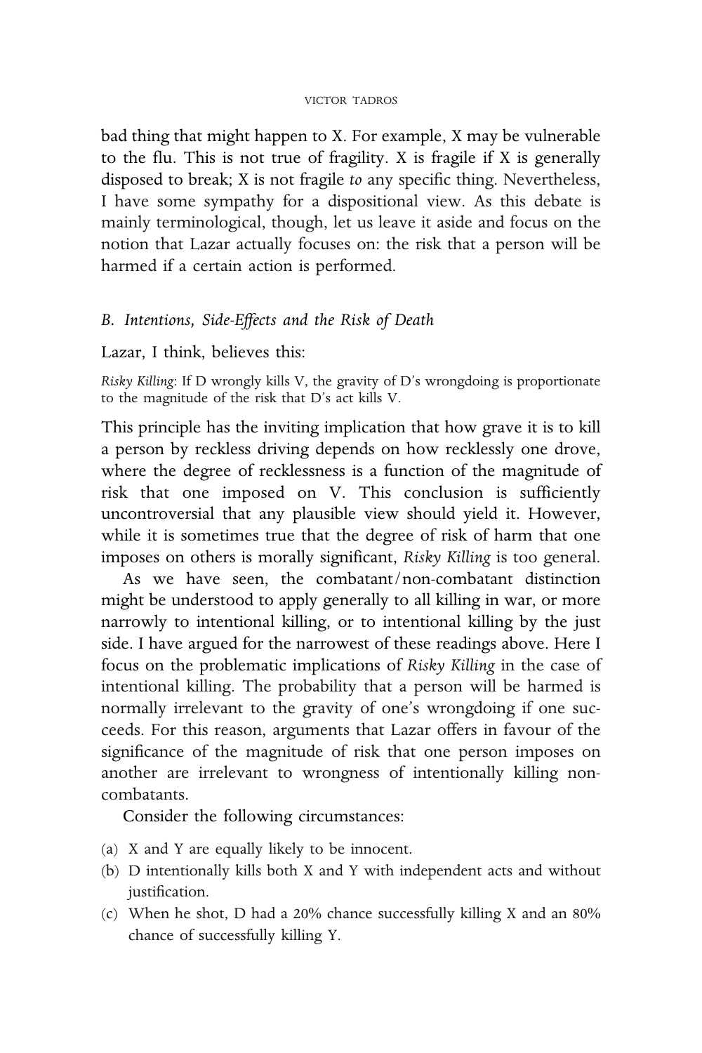bad thing that might happen to X. For example, X may be vulnerable to the flu. This is not true of fragility. X is fragile if X is generally disposed to break; X is not fragile *to* any specific thing. Nevertheless, I have some sympathy for a dispositional view. As this debate is mainly terminological, though, let us leave it aside and focus on the notion that Lazar actually focuses on: the risk that a person will be harmed if a certain action is performed.

### B. Intentions, Side-Effects and the Risk of Death

Lazar, I think, believes this:

> *Risky Killing*: If D wrongly kills V, the gravity of D's wrongdoing is proportionate to the magnitude of the risk that D's act kills V.

This principle has the inviting implication that how grave it is to kill a person by reckless driving depends on how recklessly one drove, where the degree of recklessness is a function of the magnitude of risk that one imposed on V. This conclusion is sufficiently uncontroversial that any plausible view should yield it. However, while it is sometimes true that the degree of risk of harm that one imposes on others is morally significant, *Risky Killing* is too general.

As we have seen, the combatant/non-combatant distinction might be understood to apply generally to all killing in war, or more narrowly to intentional killing, or to intentional killing by the just side. I have argued for the narrowest of these readings above. Here I focus on the problematic implications of *Risky Killing* in the case of intentional killing. The probability that a person will be harmed is normally irrelevant to the gravity of one's wrongdoing if one succeeds. For this reason, arguments that Lazar offers in favour of the significance of the magnitude of risk that one person imposes on another are irrelevant to wrongness of intentionally killing non-combatants.

Consider the following circumstances:

(a) X and Y are equally likely to be innocent.
(b) D intentionally kills both X and Y with independent acts and without justification.
(c) When he shot, D had a 20% chance successfully killing X and an 80% chance of successfully killing Y.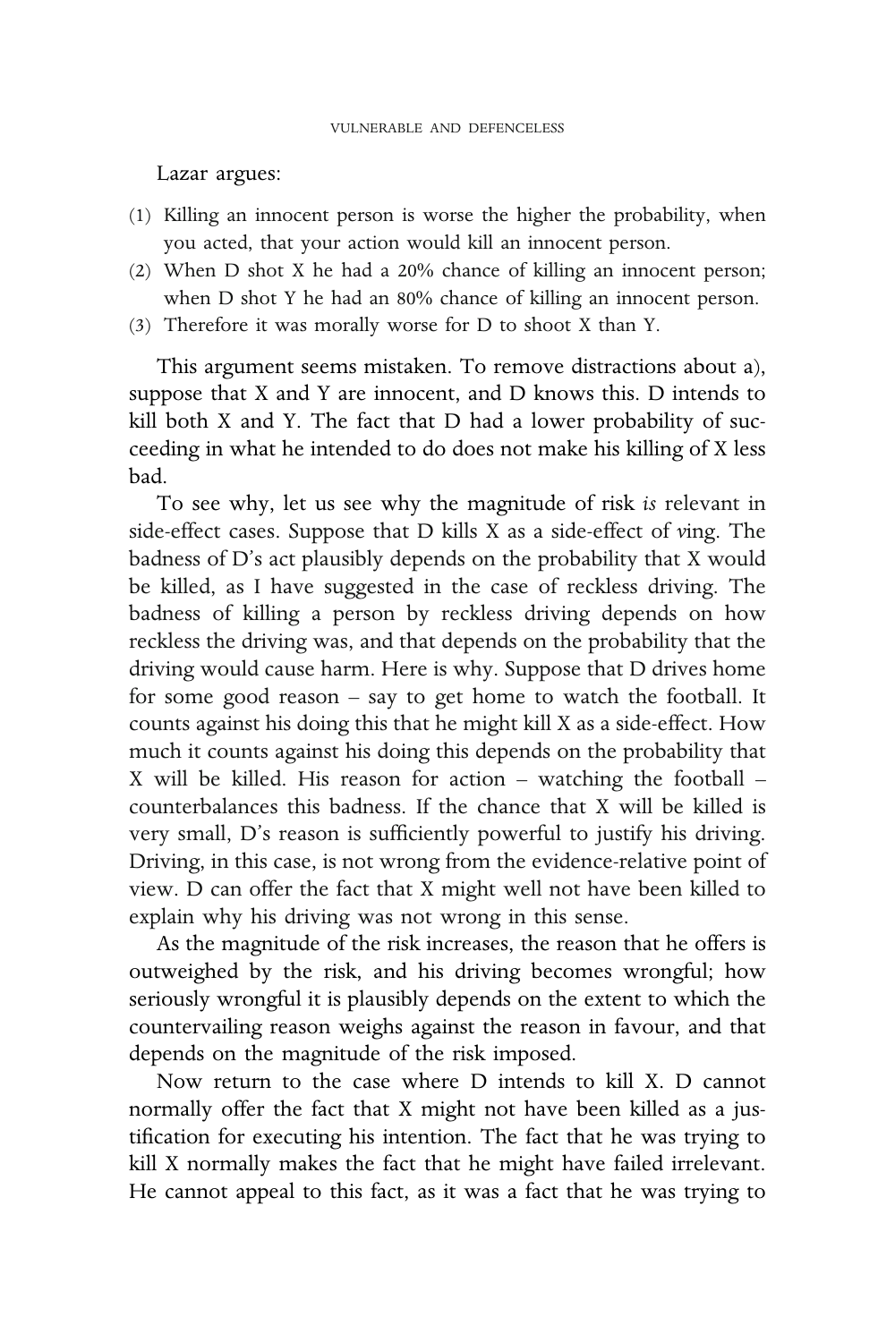Lazar argues:

(1) Killing an innocent person is worse the higher the probability, when you acted, that your action would kill an innocent person.
(2) When D shot X he had a 20% chance of killing an innocent person; when D shot Y he had an 80% chance of killing an innocent person.
(3) Therefore it was morally worse for D to shoot X than Y.

This argument seems mistaken. To remove distractions about a), suppose that X and Y are innocent, and D knows this. D intends to kill both X and Y. The fact that D had a lower probability of succeeding in what he intended to do does not make his killing of X less bad.

To see why, let us see why the magnitude of risk *is* relevant in side-effect cases. Suppose that D kills X as a side-effect of *v*ing. The badness of D's act plausibly depends on the probability that X would be killed, as I have suggested in the case of reckless driving. The badness of killing a person by reckless driving depends on how reckless the driving was, and that depends on the probability that the driving would cause harm. Here is why. Suppose that D drives home for some good reason – say to get home to watch the football. It counts against his doing this that he might kill X as a side-effect. How much it counts against his doing this depends on the probability that X will be killed. His reason for action – watching the football – counterbalances this badness. If the chance that X will be killed is very small, D's reason is sufficiently powerful to justify his driving. Driving, in this case, is not wrong from the evidence-relative point of view. D can offer the fact that X might well not have been killed to explain why his driving was not wrong in this sense.

As the magnitude of the risk increases, the reason that he offers is outweighed by the risk, and his driving becomes wrongful; how seriously wrongful it is plausibly depends on the extent to which the countervailing reason weighs against the reason in favour, and that depends on the magnitude of the risk imposed.

Now return to the case where D intends to kill X. D cannot normally offer the fact that X might not have been killed as a justification for executing his intention. The fact that he was trying to kill X normally makes the fact that he might have failed irrelevant. He cannot appeal to this fact, as it was a fact that he was trying to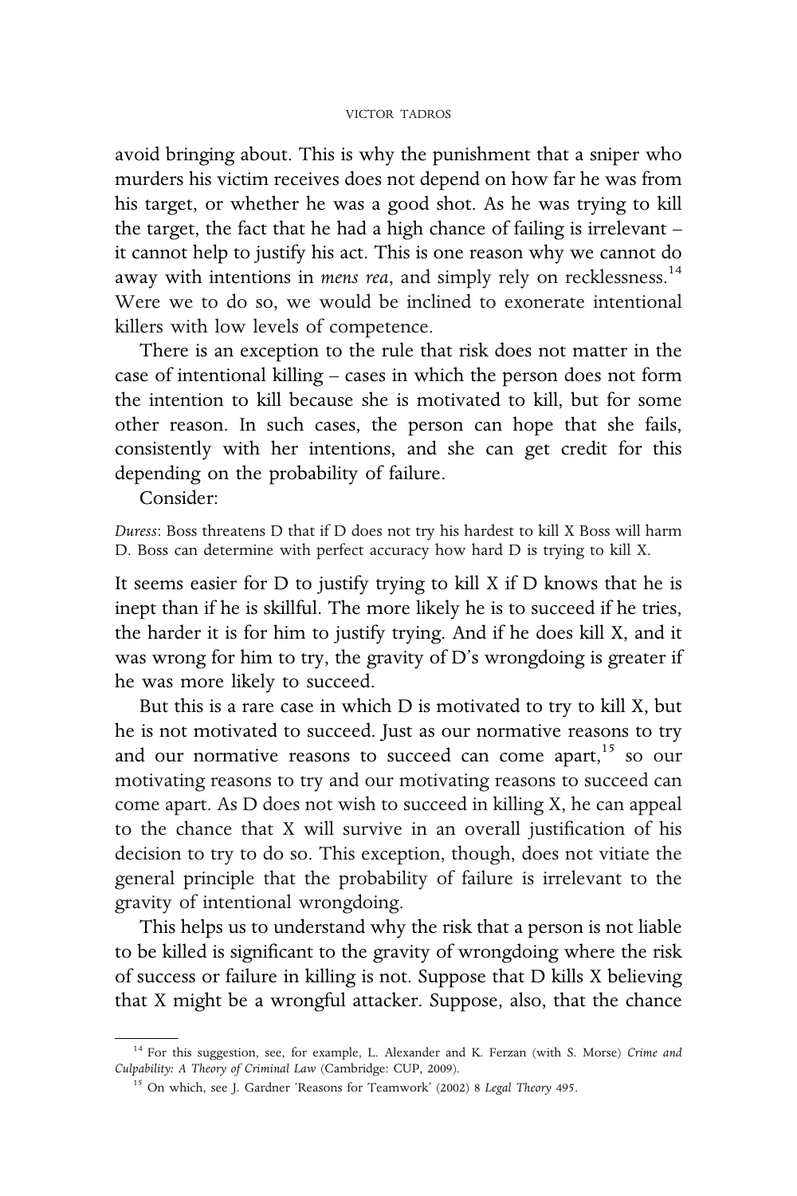avoid bringing about. This is why the punishment that a sniper who murders his victim receives does not depend on how far he was from his target, or whether he was a good shot. As he was trying to kill the target, the fact that he had a high chance of failing is irrelevant – it cannot help to justify his act. This is one reason why we cannot do away with intentions in *mens rea*, and simply rely on recklessness.[14] Were we to do so, we would be inclined to exonerate intentional killers with low levels of competence.

There is an exception to the rule that risk does not matter in the case of intentional killing – cases in which the person does not form the intention to kill because she is motivated to kill, but for some other reason. In such cases, the person can hope that she fails, consistently with her intentions, and she can get credit for this depending on the probability of failure.

Consider:

*Duress*: Boss threatens D that if D does not try his hardest to kill X Boss will harm D. Boss can determine with perfect accuracy how hard D is trying to kill X.

It seems easier for D to justify trying to kill X if D knows that he is inept than if he is skillful. The more likely he is to succeed if he tries, the harder it is for him to justify trying. And if he does kill X, and it was wrong for him to try, the gravity of D's wrongdoing is greater if he was more likely to succeed.

But this is a rare case in which D is motivated to try to kill X, but he is not motivated to succeed. Just as our normative reasons to try and our normative reasons to succeed can come apart,[15] so our motivating reasons to try and our motivating reasons to succeed can come apart. As D does not wish to succeed in killing X, he can appeal to the chance that X will survive in an overall justification of his decision to try to do so. This exception, though, does not vitiate the general principle that the probability of failure is irrelevant to the gravity of intentional wrongdoing.

This helps us to understand why the risk that a person is not liable to be killed is significant to the gravity of wrongdoing where the risk of success or failure in killing is not. Suppose that D kills X believing that X might be a wrongful attacker. Suppose, also, that the chance

[14] For this suggestion, see, for example, L. Alexander and K. Ferzan (with S. Morse) *Crime and Culpability: A Theory of Criminal Law* (Cambridge: CUP, 2009).

[15] On which, see J. Gardner 'Reasons for Teamwork' (2002) 8 *Legal Theory* 495.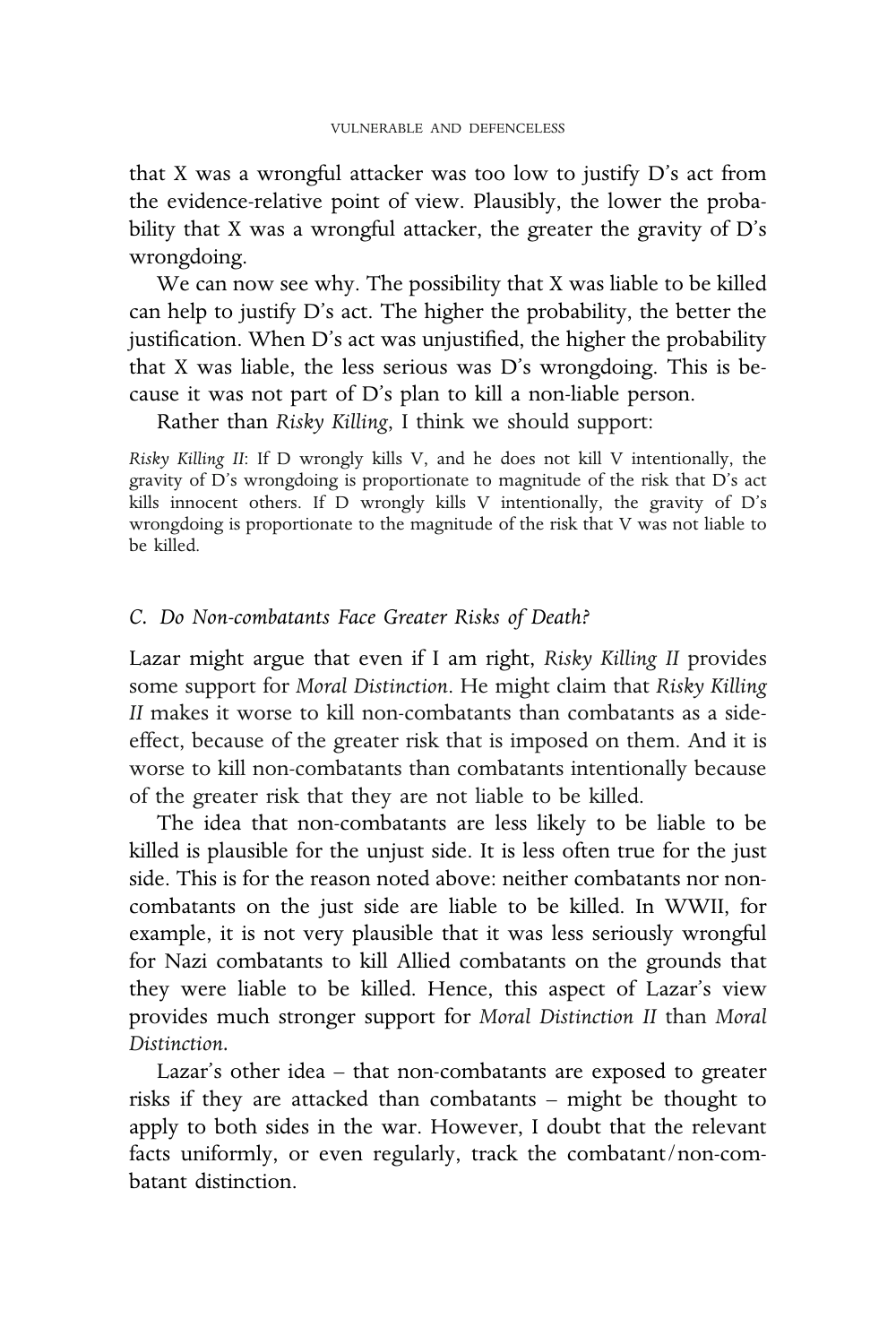that X was a wrongful attacker was too low to justify D's act from the evidence-relative point of view. Plausibly, the lower the probability that X was a wrongful attacker, the greater the gravity of D's wrongdoing.

We can now see why. The possibility that X was liable to be killed can help to justify D's act. The higher the probability, the better the justification. When D's act was unjustified, the higher the probability that X was liable, the less serious was D's wrongdoing. This is because it was not part of D's plan to kill a non-liable person.

Rather than *Risky Killing*, I think we should support:

*Risky Killing II*: If D wrongly kills V, and he does not kill V intentionally, the gravity of D's wrongdoing is proportionate to magnitude of the risk that D's act kills innocent others. If D wrongly kills V intentionally, the gravity of D's wrongdoing is proportionate to the magnitude of the risk that V was not liable to be killed.

### C. Do Non-combatants Face Greater Risks of Death?

Lazar might argue that even if I am right, *Risky Killing II* provides some support for *Moral Distinction*. He might claim that *Risky Killing II* makes it worse to kill non-combatants than combatants as a side-effect, because of the greater risk that is imposed on them. And it is worse to kill non-combatants than combatants intentionally because of the greater risk that they are not liable to be killed.

The idea that non-combatants are less likely to be liable to be killed is plausible for the unjust side. It is less often true for the just side. This is for the reason noted above: neither combatants nor non-combatants on the just side are liable to be killed. In WWII, for example, it is not very plausible that it was less seriously wrongful for Nazi combatants to kill Allied combatants on the grounds that they were liable to be killed. Hence, this aspect of Lazar's view provides much stronger support for *Moral Distinction II* than *Moral Distinction*.

Lazar's other idea – that non-combatants are exposed to greater risks if they are attacked than combatants – might be thought to apply to both sides in the war. However, I doubt that the relevant facts uniformly, or even regularly, track the combatant/non-combatant distinction.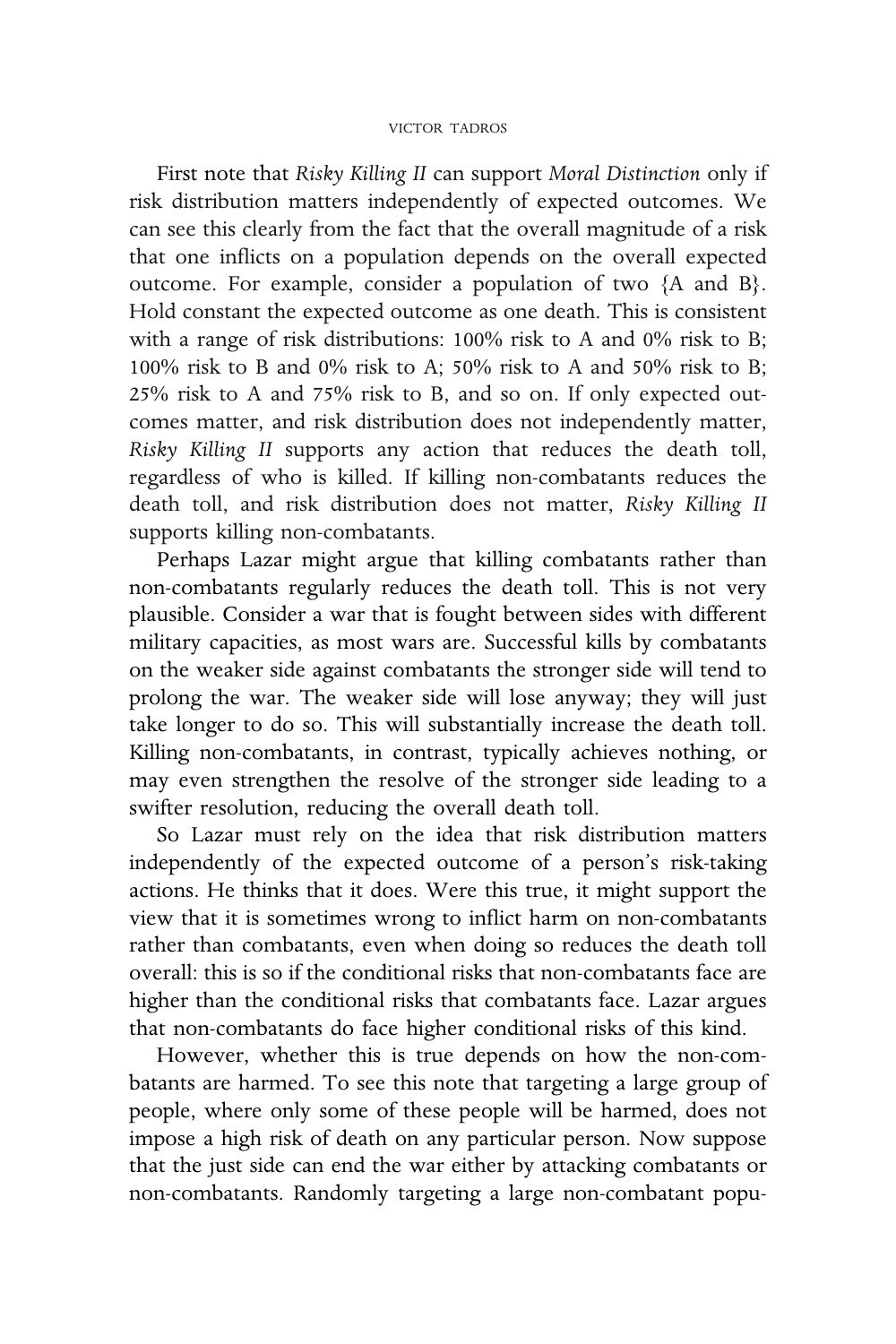First note that *Risky Killing II* can support *Moral Distinction* only if risk distribution matters independently of expected outcomes. We can see this clearly from the fact that the overall magnitude of a risk that one inflicts on a population depends on the overall expected outcome. For example, consider a population of two {A and B}. Hold constant the expected outcome as one death. This is consistent with a range of risk distributions: 100% risk to A and 0% risk to B; 100% risk to B and 0% risk to A; 50% risk to A and 50% risk to B; 25% risk to A and 75% risk to B, and so on. If only expected outcomes matter, and risk distribution does not independently matter, *Risky Killing II* supports any action that reduces the death toll, regardless of who is killed. If killing non-combatants reduces the death toll, and risk distribution does not matter, *Risky Killing II* supports killing non-combatants.

Perhaps Lazar might argue that killing combatants rather than non-combatants regularly reduces the death toll. This is not very plausible. Consider a war that is fought between sides with different military capacities, as most wars are. Successful kills by combatants on the weaker side against combatants the stronger side will tend to prolong the war. The weaker side will lose anyway; they will just take longer to do so. This will substantially increase the death toll. Killing non-combatants, in contrast, typically achieves nothing, or may even strengthen the resolve of the stronger side leading to a swifter resolution, reducing the overall death toll.

So Lazar must rely on the idea that risk distribution matters independently of the expected outcome of a person's risk-taking actions. He thinks that it does. Were this true, it might support the view that it is sometimes wrong to inflict harm on non-combatants rather than combatants, even when doing so reduces the death toll overall: this is so if the conditional risks that non-combatants face are higher than the conditional risks that combatants face. Lazar argues that non-combatants do face higher conditional risks of this kind.

However, whether this is true depends on how the non-combatants are harmed. To see this note that targeting a large group of people, where only some of these people will be harmed, does not impose a high risk of death on any particular person. Now suppose that the just side can end the war either by attacking combatants or non-combatants. Randomly targeting a large non-combatant popu-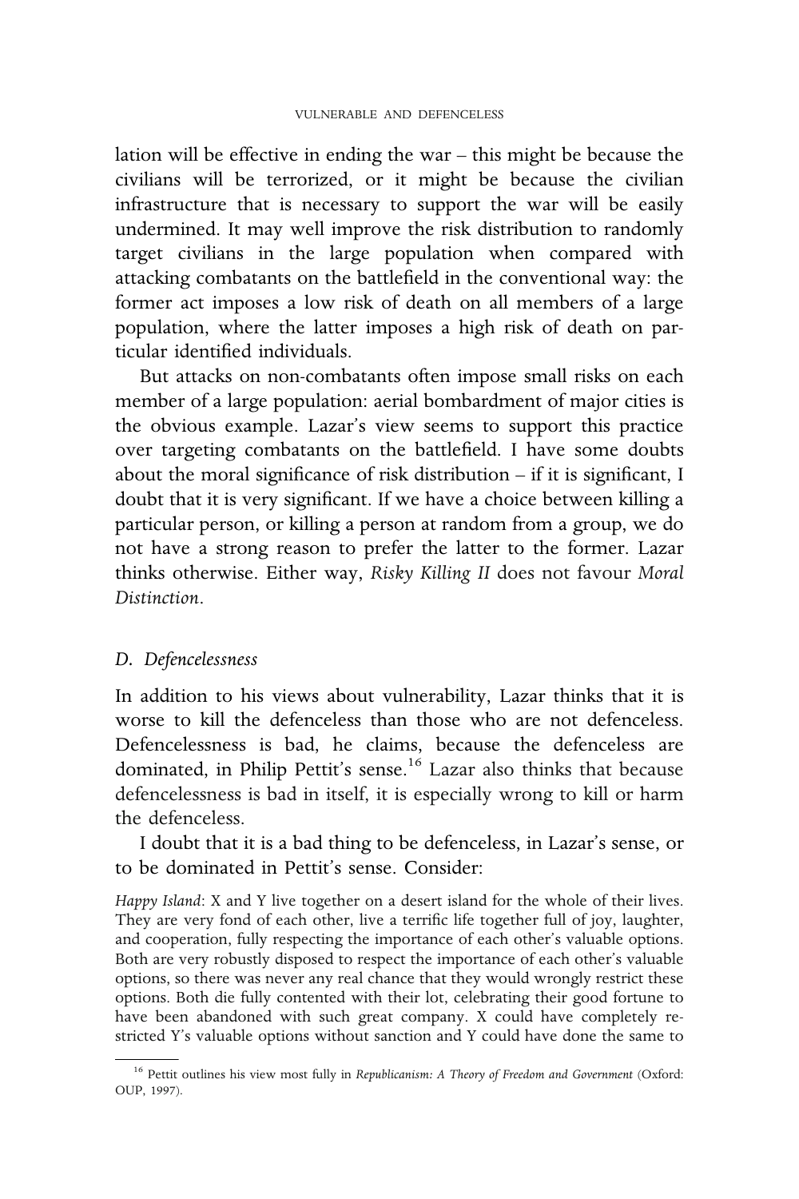lation will be effective in ending the war – this might be because the civilians will be terrorized, or it might be because the civilian infrastructure that is necessary to support the war will be easily undermined. It may well improve the risk distribution to randomly target civilians in the large population when compared with attacking combatants on the battlefield in the conventional way: the former act imposes a low risk of death on all members of a large population, where the latter imposes a high risk of death on particular identified individuals.

But attacks on non-combatants often impose small risks on each member of a large population: aerial bombardment of major cities is the obvious example. Lazar's view seems to support this practice over targeting combatants on the battlefield. I have some doubts about the moral significance of risk distribution – if it is significant, I doubt that it is very significant. If we have a choice between killing a particular person, or killing a person at random from a group, we do not have a strong reason to prefer the latter to the former. Lazar thinks otherwise. Either way, *Risky Killing II* does not favour *Moral Distinction*.

### *D. Defencelessness*

In addition to his views about vulnerability, Lazar thinks that it is worse to kill the defenceless than those who are not defenceless. Defencelessness is bad, he claims, because the defenceless are dominated, in Philip Pettit's sense.[16] Lazar also thinks that because defencelessness is bad in itself, it is especially wrong to kill or harm the defenceless.

I doubt that it is a bad thing to be defenceless, in Lazar's sense, or to be dominated in Pettit's sense. Consider:

*Happy Island*: X and Y live together on a desert island for the whole of their lives. They are very fond of each other, live a terrific life together full of joy, laughter, and cooperation, fully respecting the importance of each other's valuable options. Both are very robustly disposed to respect the importance of each other's valuable options, so there was never any real chance that they would wrongly restrict these options. Both die fully contented with their lot, celebrating their good fortune to have been abandoned with such great company. X could have completely restricted Y's valuable options without sanction and Y could have done the same to

[16] Pettit outlines his view most fully in *Republicanism: A Theory of Freedom and Government* (Oxford: OUP, 1997).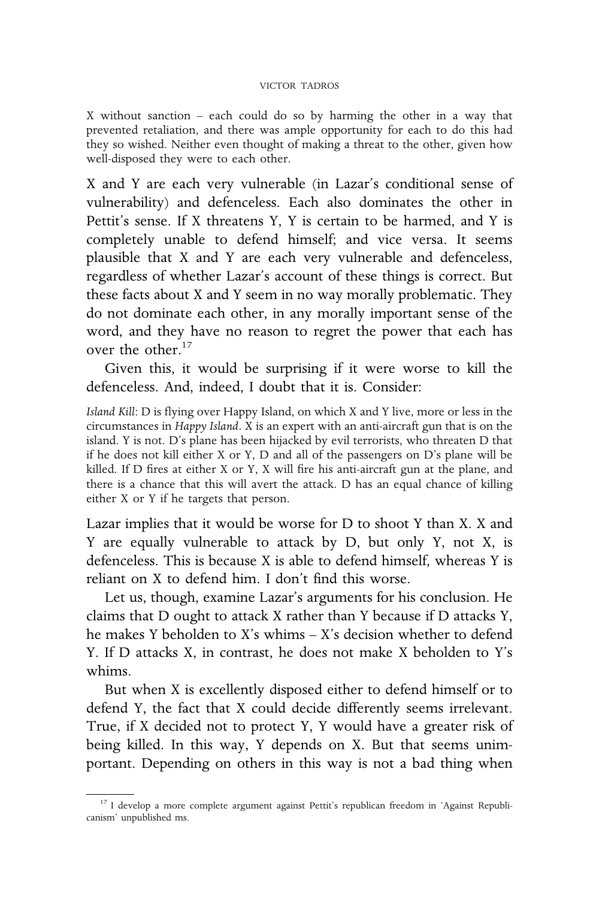X without sanction – each could do so by harming the other in a way that prevented retaliation, and there was ample opportunity for each to do this had they so wished. Neither even thought of making a threat to the other, given how well-disposed they were to each other.

X and Y are each very vulnerable (in Lazar's conditional sense of vulnerability) and defenceless. Each also dominates the other in Pettit's sense. If X threatens Y, Y is certain to be harmed, and Y is completely unable to defend himself; and vice versa. It seems plausible that X and Y are each very vulnerable and defenceless, regardless of whether Lazar's account of these things is correct. But these facts about X and Y seem in no way morally problematic. They do not dominate each other, in any morally important sense of the word, and they have no reason to regret the power that each has over the other.[17]

Given this, it would be surprising if it were worse to kill the defenceless. And, indeed, I doubt that it is. Consider:

*Island Kill*: D is flying over Happy Island, on which X and Y live, more or less in the circumstances in *Happy Island*. X is an expert with an anti-aircraft gun that is on the island. Y is not. D's plane has been hijacked by evil terrorists, who threaten D that if he does not kill either X or Y, D and all of the passengers on D's plane will be killed. If D fires at either X or Y, X will fire his anti-aircraft gun at the plane, and there is a chance that this will avert the attack. D has an equal chance of killing either X or Y if he targets that person.

Lazar implies that it would be worse for D to shoot Y than X. X and Y are equally vulnerable to attack by D, but only Y, not X, is defenceless. This is because X is able to defend himself, whereas Y is reliant on X to defend him. I don't find this worse.

Let us, though, examine Lazar's arguments for his conclusion. He claims that D ought to attack X rather than Y because if D attacks Y, he makes Y beholden to X's whims – X's decision whether to defend Y. If D attacks X, in contrast, he does not make X beholden to Y's whims.

But when X is excellently disposed either to defend himself or to defend Y, the fact that X could decide differently seems irrelevant. True, if X decided not to protect Y, Y would have a greater risk of being killed. In this way, Y depends on X. But that seems unimportant. Depending on others in this way is not a bad thing when

[17] I develop a more complete argument against Pettit's republican freedom in 'Against Republicanism' unpublished ms.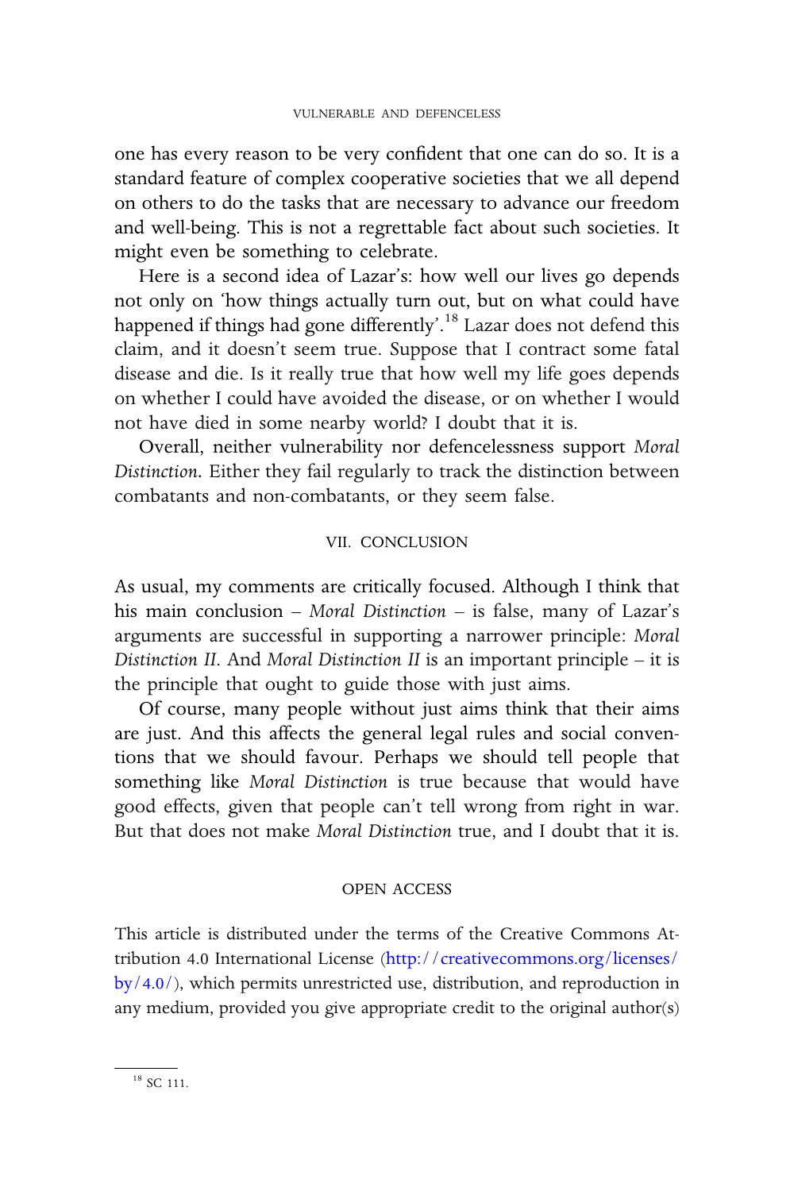one has every reason to be very confident that one can do so. It is a standard feature of complex cooperative societies that we all depend on others to do the tasks that are necessary to advance our freedom and well-being. This is not a regrettable fact about such societies. It might even be something to celebrate.

Here is a second idea of Lazar's: how well our lives go depends not only on 'how things actually turn out, but on what could have happened if things had gone differently'.[18] Lazar does not defend this claim, and it doesn't seem true. Suppose that I contract some fatal disease and die. Is it really true that how well my life goes depends on whether I could have avoided the disease, or on whether I would not have died in some nearby world? I doubt that it is.

Overall, neither vulnerability nor defencelessness support *Moral Distinction*. Either they fail regularly to track the distinction between combatants and non-combatants, or they seem false.

## VII. CONCLUSION

As usual, my comments are critically focused. Although I think that his main conclusion – *Moral Distinction* – is false, many of Lazar's arguments are successful in supporting a narrower principle: *Moral Distinction II*. And *Moral Distinction II* is an important principle – it is the principle that ought to guide those with just aims.

Of course, many people without just aims think that their aims are just. And this affects the general legal rules and social conventions that we should favour. Perhaps we should tell people that something like *Moral Distinction* is true because that would have good effects, given that people can't tell wrong from right in war. But that does not make *Moral Distinction* true, and I doubt that it is.

## OPEN ACCESS

This article is distributed under the terms of the Creative Commons Attribution 4.0 International License (http://creativecommons.org/licenses/by/4.0/), which permits unrestricted use, distribution, and reproduction in any medium, provided you give appropriate credit to the original author(s)

[18] SC 111.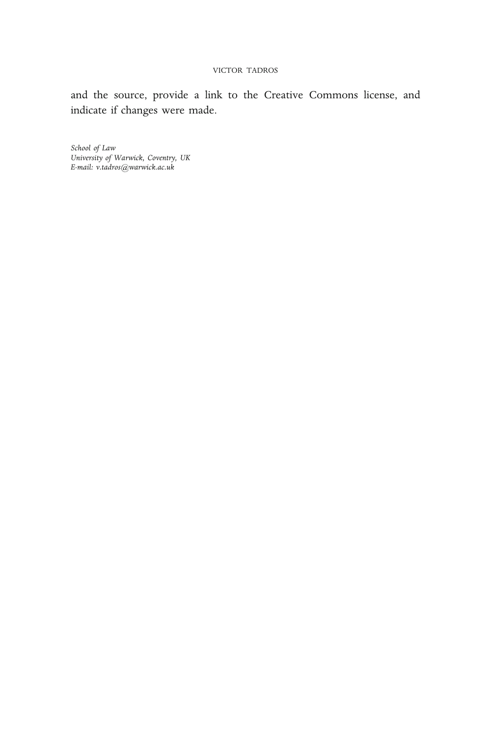and the source, provide a link to the Creative Commons license, and indicate if changes were made.

*School of Law*
*University of Warwick, Coventry, UK*
*E-mail: v.tadros@warwick.ac.uk*